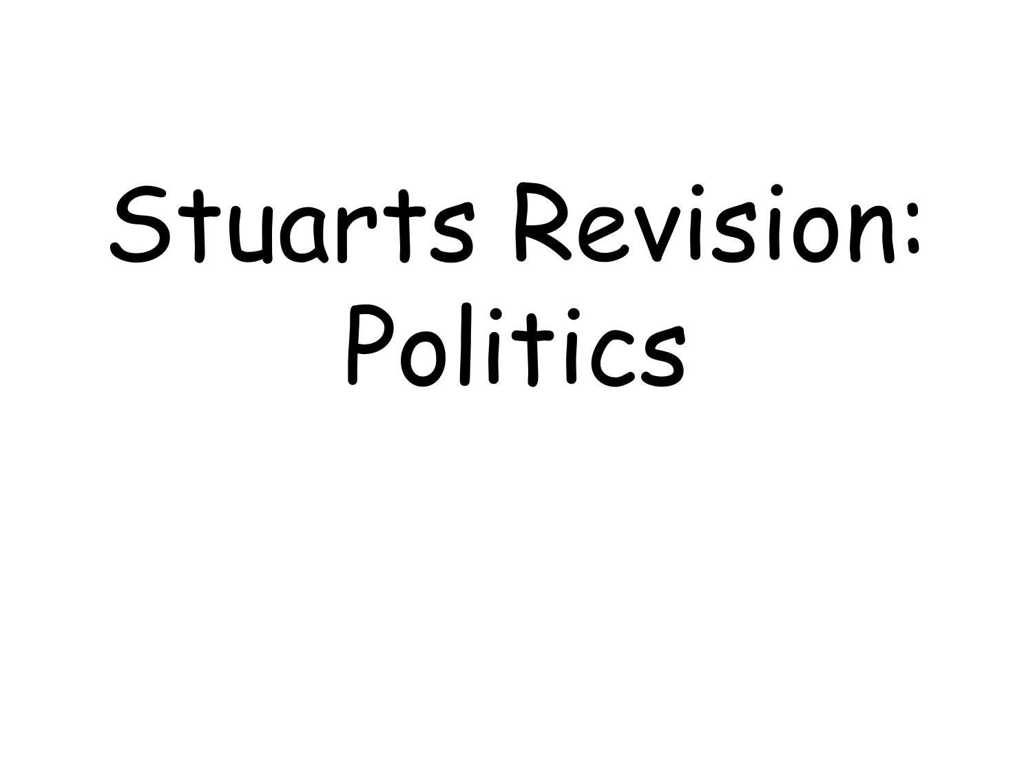# Stuarts Revision: Politics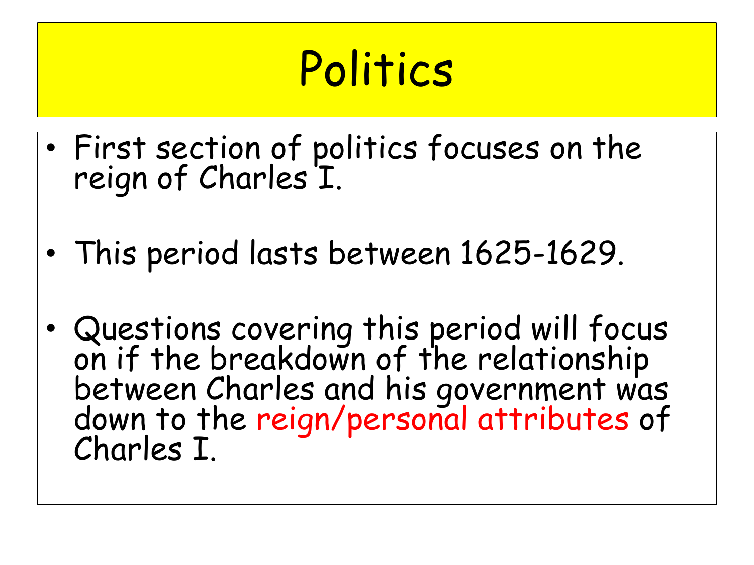# Politics

- First section of politics focuses on the reign of Charles I.
- This period lasts between 1625-1629.
- Questions covering this period will focus on if the breakdown of the relationship between Charles and his government was down to the reign/personal attributes of Charles I.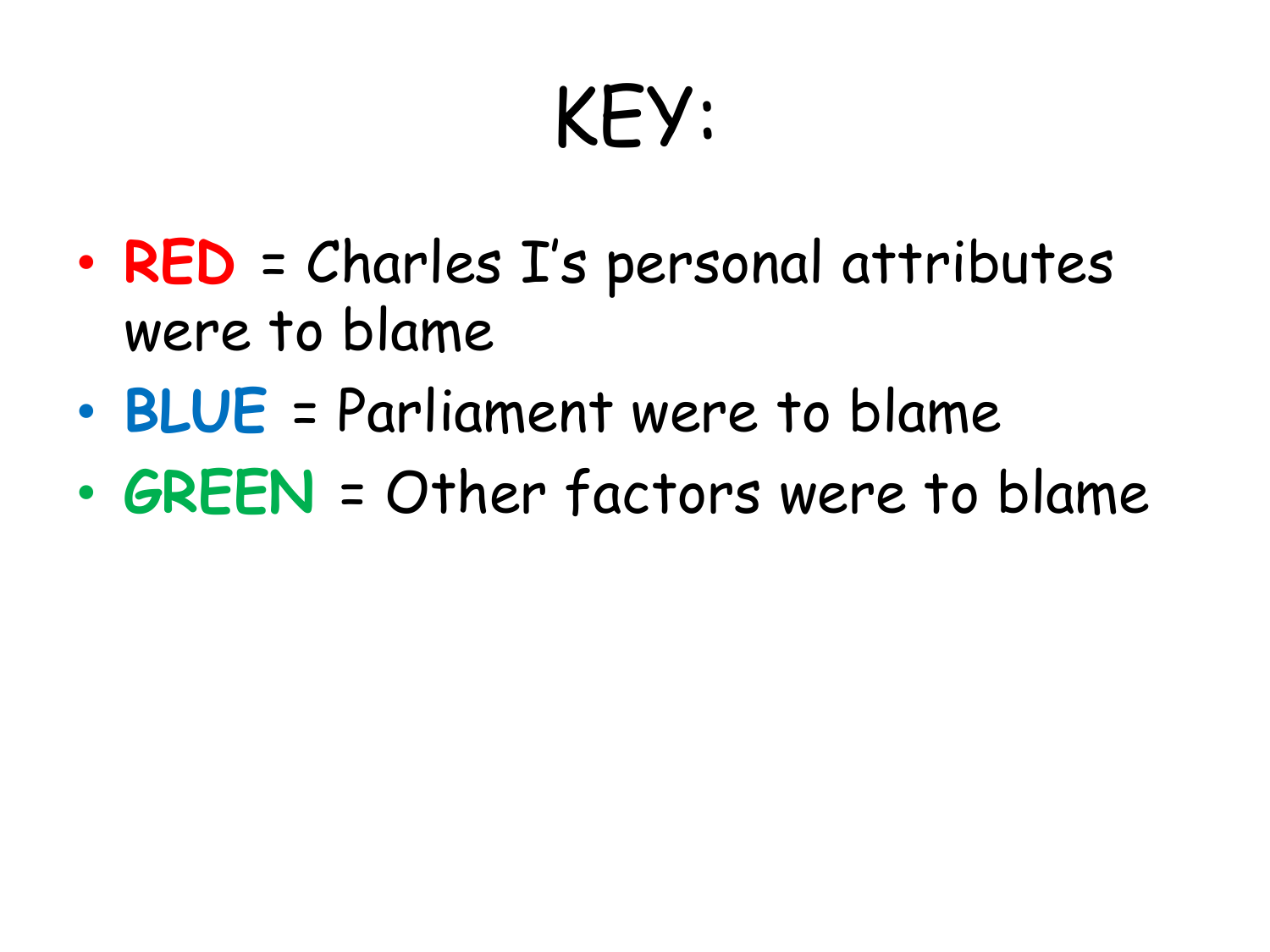# KEY:

- **RED** = Charles I's personal attributes were to blame
- **BLUE** = Parliament were to blame
- **GREEN** = Other factors were to blame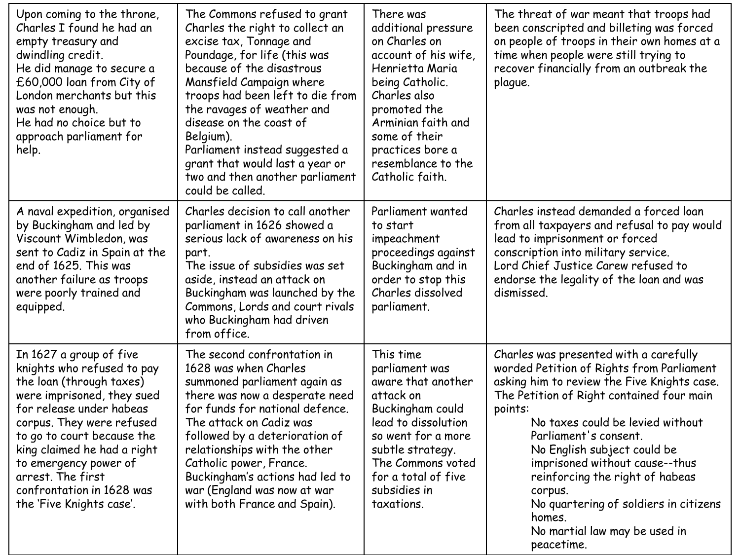| | | | |
|---|---|---|---|
| Upon coming to the throne, Charles I found he had an empty treasury and dwindling credit.<br>He did manage to secure a £60,000 loan from City of London merchants but this was not enough.<br>He had no choice but to approach parliament for help. | The Commons refused to grant Charles the right to collect an excise tax, Tonnage and Poundage, for life (this was because of the disastrous Mansfield Campaign where troops had been left to die from the ravages of weather and disease on the coast of Belgium).<br>Parliament instead suggested a grant that would last a year or two and then another parliament could be called. | There was additional pressure on Charles on account of his wife, Henrietta Maria being Catholic. Charles also promoted the Arminian faith and some of their practices bore a resemblance to the Catholic faith. | The threat of war meant that troops had been conscripted and billeting was forced on people of troops in their own homes at a time when people were still trying to recover financially from an outbreak the plague. |
| A naval expedition, organised by Buckingham and led by Viscount Wimbledon, was sent to Cadiz in Spain at the end of 1625. This was another failure as troops were poorly trained and equipped. | Charles decision to call another parliament in 1626 showed a serious lack of awareness on his part.<br>The issue of subsidies was set aside, instead an attack on Buckingham was launched by the Commons, Lords and court rivals who Buckingham had driven from office. | Parliament wanted to start impeachment proceedings against Buckingham and in order to stop this Charles dissolved parliament. | Charles instead demanded a forced loan from all taxpayers and refusal to pay would lead to imprisonment or forced conscription into military service.<br>Lord Chief Justice Carew refused to endorse the legality of the loan and was dismissed. |
| In 1627 a group of five knights who refused to pay the loan (through taxes) were imprisoned, they sued for release under habeas corpus. They were refused to go to court because the king claimed he had a right to emergency power of arrest. The first confrontation in 1628 was the 'Five Knights case'. | The second confrontation in 1628 was when Charles summoned parliament again as there was now a desperate need for funds for national defence. The attack on Cadiz was followed by a deterioration of relationships with the other Catholic power, France. Buckingham's actions had led to war (England was now at war with both France and Spain). | This time parliament was aware that another attack on Buckingham could lead to dissolution so went for a more subtle strategy. The Commons voted for a total of five subsidies in taxations. | Charles was presented with a carefully worded Petition of Rights from Parliament asking him to review the Five Knights case. The Petition of Right contained four main points:<br>No taxes could be levied without Parliament's consent.<br>No English subject could be imprisoned without cause--thus reinforcing the right of habeas corpus.<br>No quartering of soldiers in citizens homes.<br>No martial law may be used in peacetime. |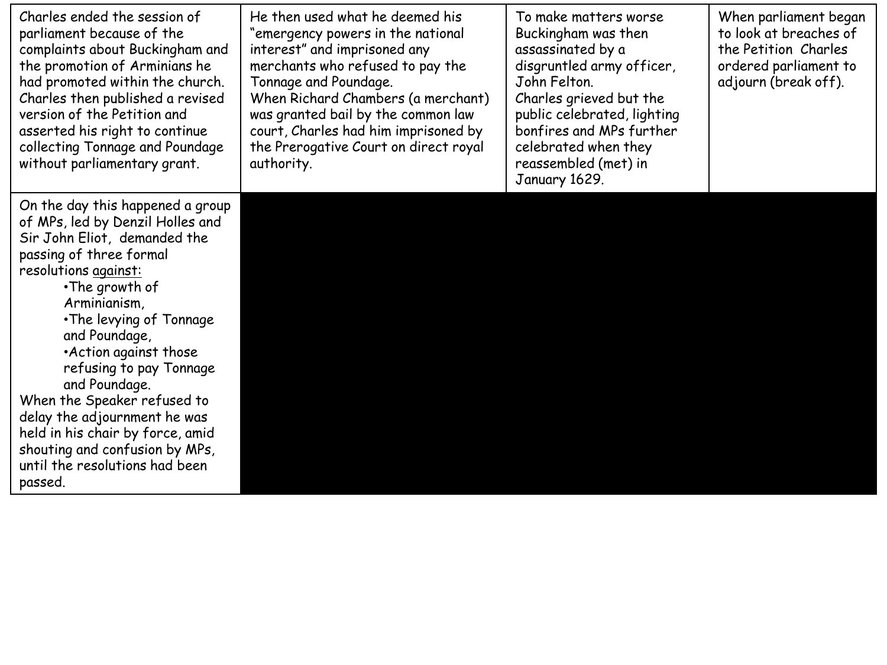| | | | |
|---|---|---|---|
| Charles ended the session of parliament because of the complaints about Buckingham and the promotion of Arminians he had promoted within the church. Charles then published a revised version of the Petition and asserted his right to continue collecting Tonnage and Poundage without parliamentary grant. | He then used what he deemed his "emergency powers in the national interest" and imprisoned any merchants who refused to pay the Tonnage and Poundage. When Richard Chambers (a merchant) was granted bail by the common law court, Charles had him imprisoned by the Prerogative Court on direct royal authority. | To make matters worse Buckingham was then assassinated by a disgruntled army officer, John Felton. Charles grieved but the public celebrated, lighting bonfires and MPs further celebrated when they reassembled (met) in January 1629. | When parliament began to look at breaches of the Petition Charles ordered parliament to adjourn (break off). |
| On the day this happened a group of MPs, led by Denzil Holles and Sir John Eliot, demanded the passing of three formal resolutions <u>against:</u><br>•The growth of Arminianism,<br>•The levying of Tonnage and Poundage,<br>•Action against those refusing to pay Tonnage and Poundage.<br>When the Speaker refused to delay the adjournment he was held in his chair by force, amid shouting and confusion by MPs, until the resolutions had been passed. | | | |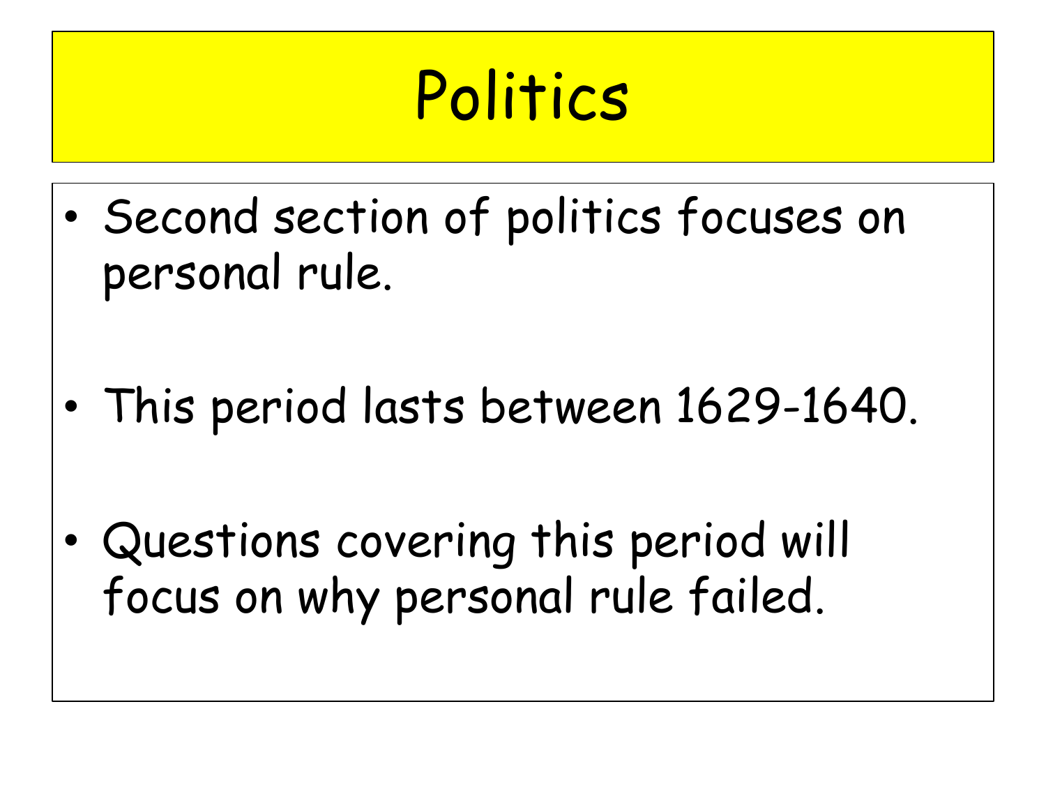# Politics

- Second section of politics focuses on personal rule.
- This period lasts between 1629-1640.
- Questions covering this period will focus on why personal rule failed.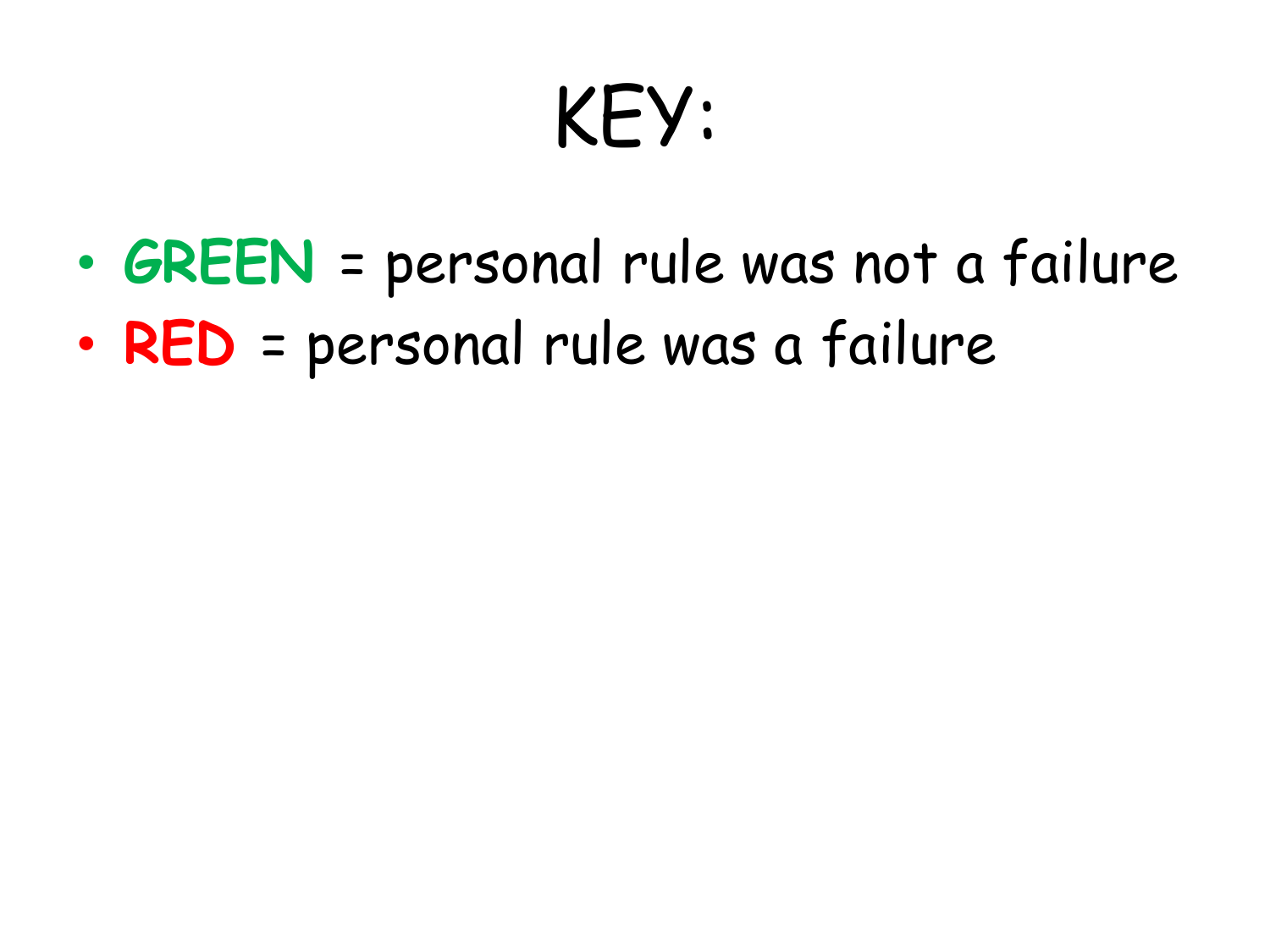# KEY:

- **GREEN** = personal rule was not a failure
- **RED** = personal rule was a failure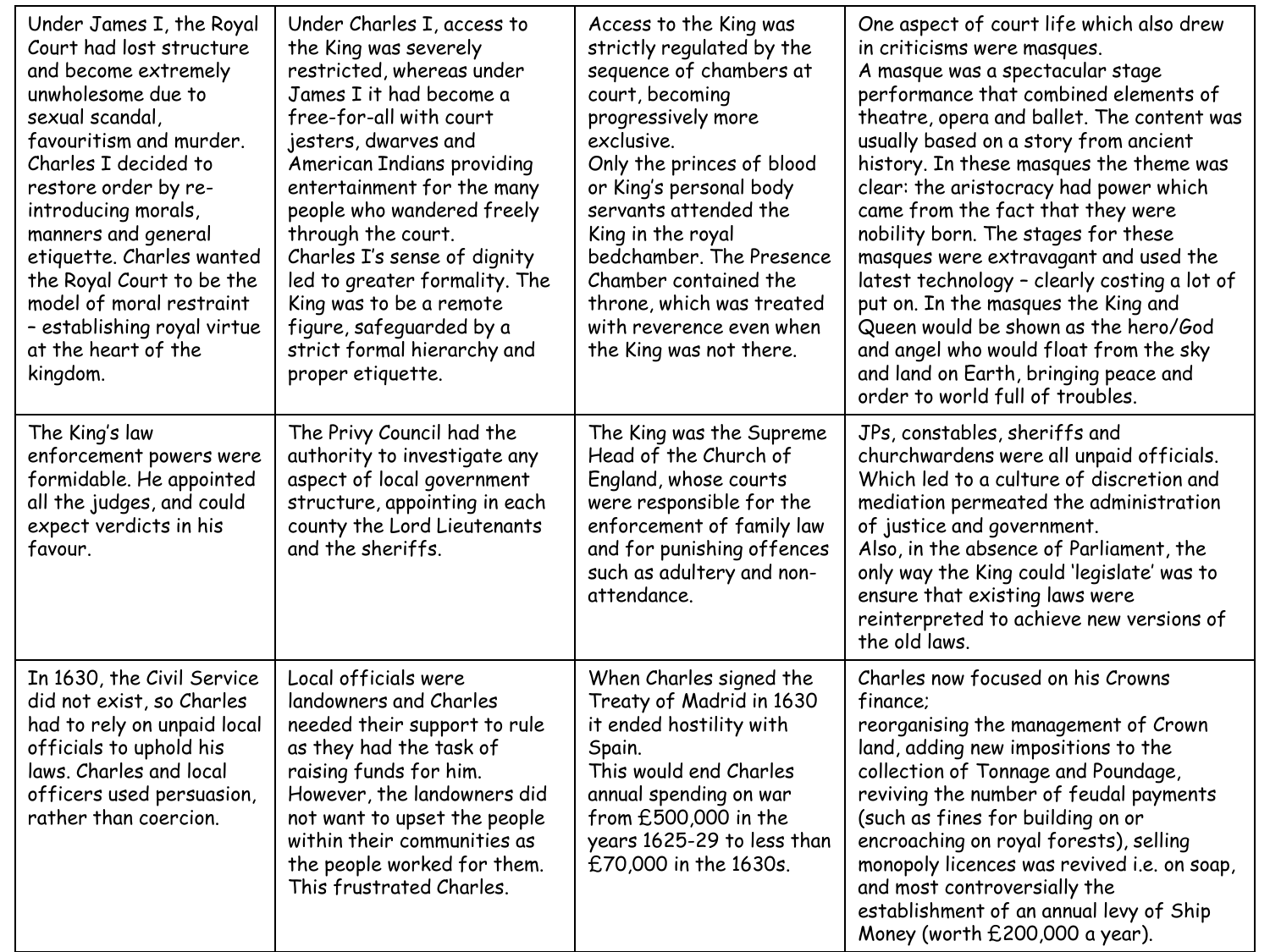| | | | |
|---|---|---|---|
| Under James I, the Royal Court had lost structure and become extremely unwholesome due to sexual scandal, favouritism and murder. Charles I decided to restore order by re-introducing morals, manners and general etiquette. Charles wanted the Royal Court to be the model of moral restraint – establishing royal virtue at the heart of the kingdom. | Under Charles I, access to the King was severely restricted, whereas under James I it had become a free-for-all with court jesters, dwarves and American Indians providing entertainment for the many people who wandered freely through the court. Charles I's sense of dignity led to greater formality. The King was to be a remote figure, safeguarded by a strict formal hierarchy and proper etiquette. | Access to the King was strictly regulated by the sequence of chambers at court, becoming progressively more exclusive. Only the princes of blood or King's personal body servants attended the King in the royal bedchamber. The Presence Chamber contained the throne, which was treated with reverence even when the King was not there. | One aspect of court life which also drew in criticisms were masques. A masque was a spectacular stage performance that combined elements of theatre, opera and ballet. The content was usually based on a story from ancient history. In these masques the theme was clear: the aristocracy had power which came from the fact that they were nobility born. The stages for these masques were extravagant and used the latest technology – clearly costing a lot of put on. In the masques the King and Queen would be shown as the hero/God and angel who would float from the sky and land on Earth, bringing peace and order to world full of troubles. |
| The King's law enforcement powers were formidable. He appointed all the judges, and could expect verdicts in his favour. | The Privy Council had the authority to investigate any aspect of local government structure, appointing in each county the Lord Lieutenants and the sheriffs. | The King was the Supreme Head of the Church of England, whose courts were responsible for the enforcement of family law and for punishing offences such as adultery and non-attendance. | JPs, constables, sheriffs and churchwardens were all unpaid officials. Which led to a culture of discretion and mediation permeated the administration of justice and government. Also, in the absence of Parliament, the only way the King could 'legislate' was to ensure that existing laws were reinterpreted to achieve new versions of the old laws. |
| In 1630, the Civil Service did not exist, so Charles had to rely on unpaid local officials to uphold his laws. Charles and local officers used persuasion, rather than coercion. | Local officials were landowners and Charles needed their support to rule as they had the task of raising funds for him. However, the landowners did not want to upset the people within their communities as the people worked for them. This frustrated Charles. | When Charles signed the Treaty of Madrid in 1630 it ended hostility with Spain. This would end Charles annual spending on war from £500,000 in the years 1625-29 to less than £70,000 in the 1630s. | Charles now focused on his Crowns finance; reorganising the management of Crown land, adding new impositions to the collection of Tonnage and Poundage, reviving the number of feudal payments (such as fines for building on or encroaching on royal forests), selling monopoly licences was revived i.e. on soap, and most controversially the establishment of an annual levy of Ship Money (worth £200,000 a year). |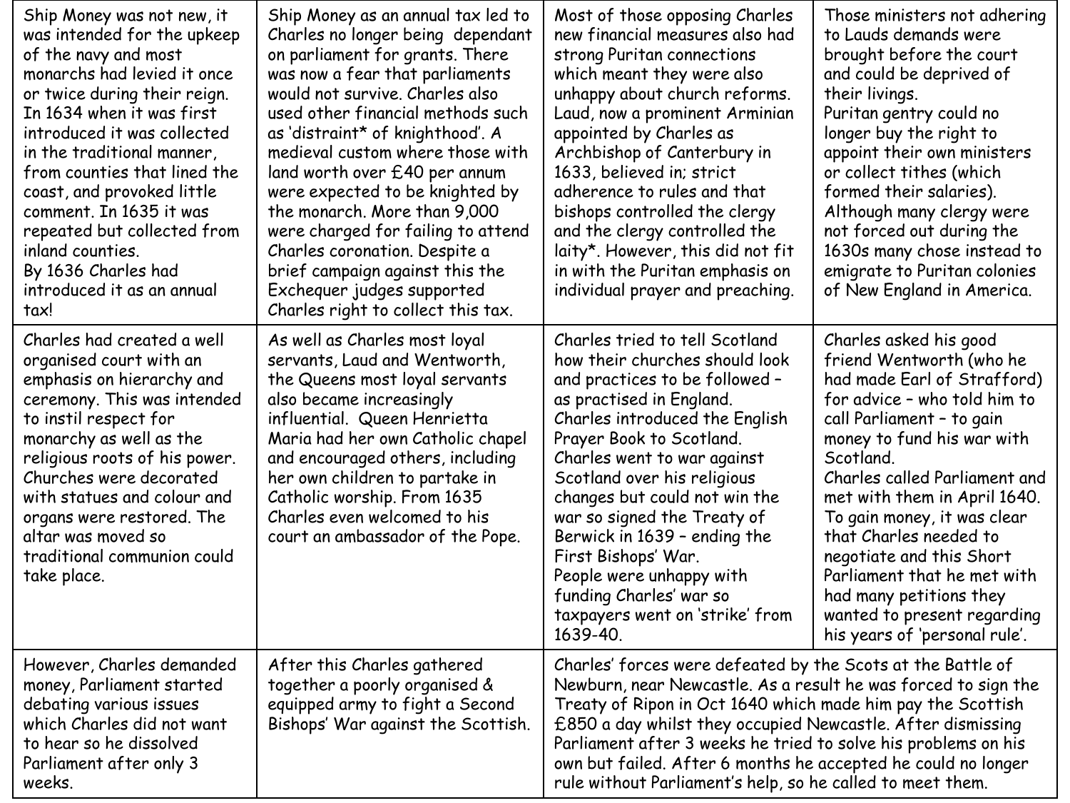| | | | |
|---|---|---|---|
| Ship Money was not new, it was intended for the upkeep of the navy and most monarchs had levied it once or twice during their reign. In 1634 when it was first introduced it was collected in the traditional manner, from counties that lined the coast, and provoked little comment. In 1635 it was repeated but collected from inland counties.<br>By 1636 Charles had introduced it as an annual tax! | Ship Money as an annual tax led to Charles no longer being dependant on parliament for grants. There was now a fear that parliaments would not survive. Charles also used other financial methods such as 'distraint* of knighthood'. A medieval custom where those with land worth over £40 per annum were expected to be knighted by the monarch. More than 9,000 were charged for failing to attend Charles coronation. Despite a brief campaign against this the Exchequer judges supported Charles right to collect this tax. | Most of those opposing Charles new financial measures also had strong Puritan connections which meant they were also unhappy about church reforms. Laud, now a prominent Arminian appointed by Charles as Archbishop of Canterbury in 1633, believed in; strict adherence to rules and that bishops controlled the clergy and the clergy controlled the laity*. However, this did not fit in with the Puritan emphasis on individual prayer and preaching. | Those ministers not adhering to Lauds demands were brought before the court and could be deprived of their livings.<br>Puritan gentry could no longer buy the right to appoint their own ministers or collect tithes (which formed their salaries).<br>Although many clergy were not forced out during the 1630s many chose instead to emigrate to Puritan colonies of New England in America. |
| Charles had created a well organised court with an emphasis on hierarchy and ceremony. This was intended to instil respect for monarchy as well as the religious roots of his power. Churches were decorated with statues and colour and organs were restored. The altar was moved so traditional communion could take place. | As well as Charles most loyal servants, Laud and Wentworth, the Queens most loyal servants also became increasingly influential. Queen Henrietta Maria had her own Catholic chapel and encouraged others, including her own children to partake in Catholic worship. From 1635 Charles even welcomed to his court an ambassador of the Pope. | Charles tried to tell Scotland how their churches should look and practices to be followed – as practised in England.<br>Charles introduced the English Prayer Book to Scotland.<br>Charles went to war against Scotland over his religious changes but could not win the war so signed the Treaty of Berwick in 1639 – ending the First Bishops' War.<br>People were unhappy with funding Charles' war so taxpayers went on 'strike' from 1639-40. | Charles asked his good friend Wentworth (who he had made Earl of Strafford) for advice – who told him to call Parliament – to gain money to fund his war with Scotland.<br>Charles called Parliament and met with them in April 1640. To gain money, it was clear that Charles needed to negotiate and this Short Parliament that he met with had many petitions they wanted to present regarding his years of 'personal rule'. |
| However, Charles demanded money, Parliament started debating various issues which Charles did not want to hear so he dissolved Parliament after only 3 weeks. | After this Charles gathered together a poorly organised & equipped army to fight a Second Bishops' War against the Scottish. | Charles' forces were defeated by the Scots at the Battle of Newburn, near Newcastle. As a result he was forced to sign the Treaty of Ripon in Oct 1640 which made him pay the Scottish £850 a day whilst they occupied Newcastle. After dismissing Parliament after 3 weeks he tried to solve his problems on his own but failed. After 6 months he accepted he could no longer rule without Parliament's help, so he called to meet them. | |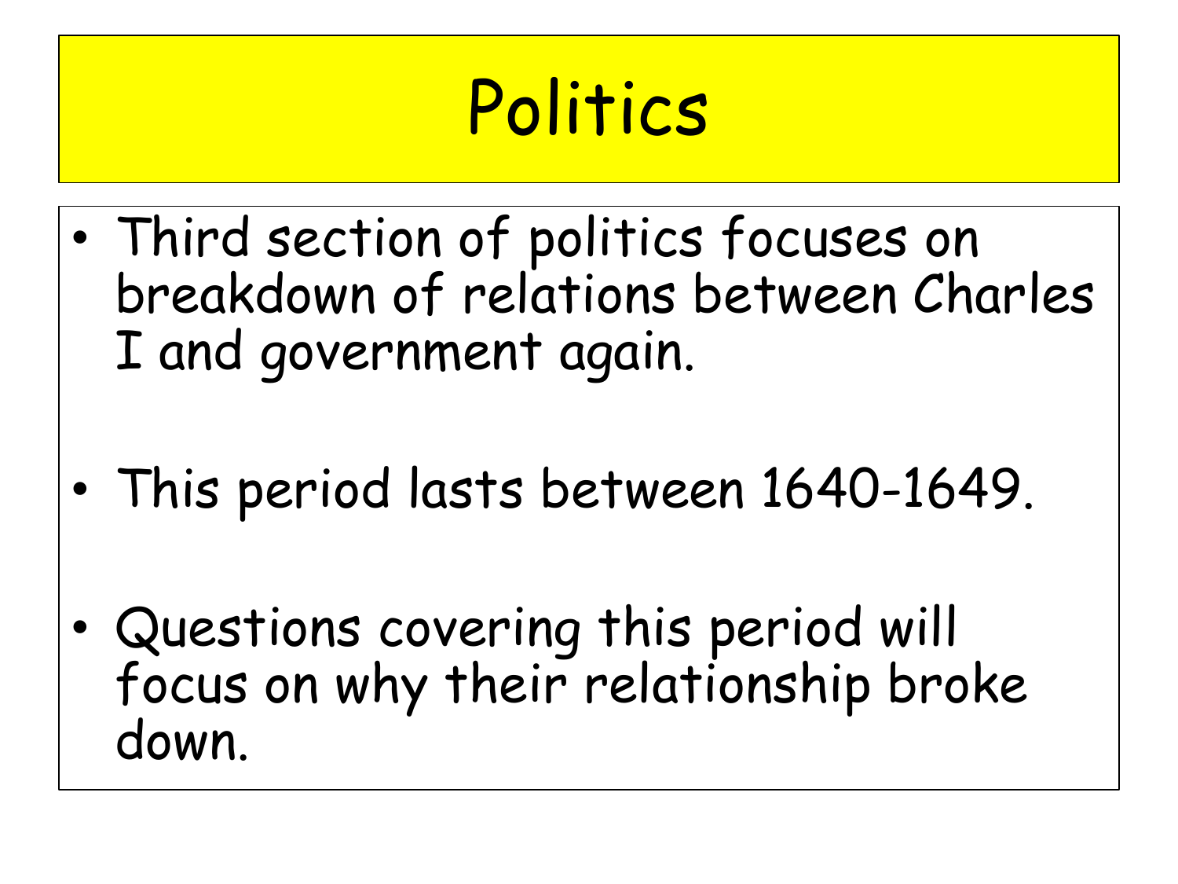# Politics

- Third section of politics focuses on breakdown of relations between Charles I and government again.
- This period lasts between 1640-1649.
- Questions covering this period will focus on why their relationship broke down.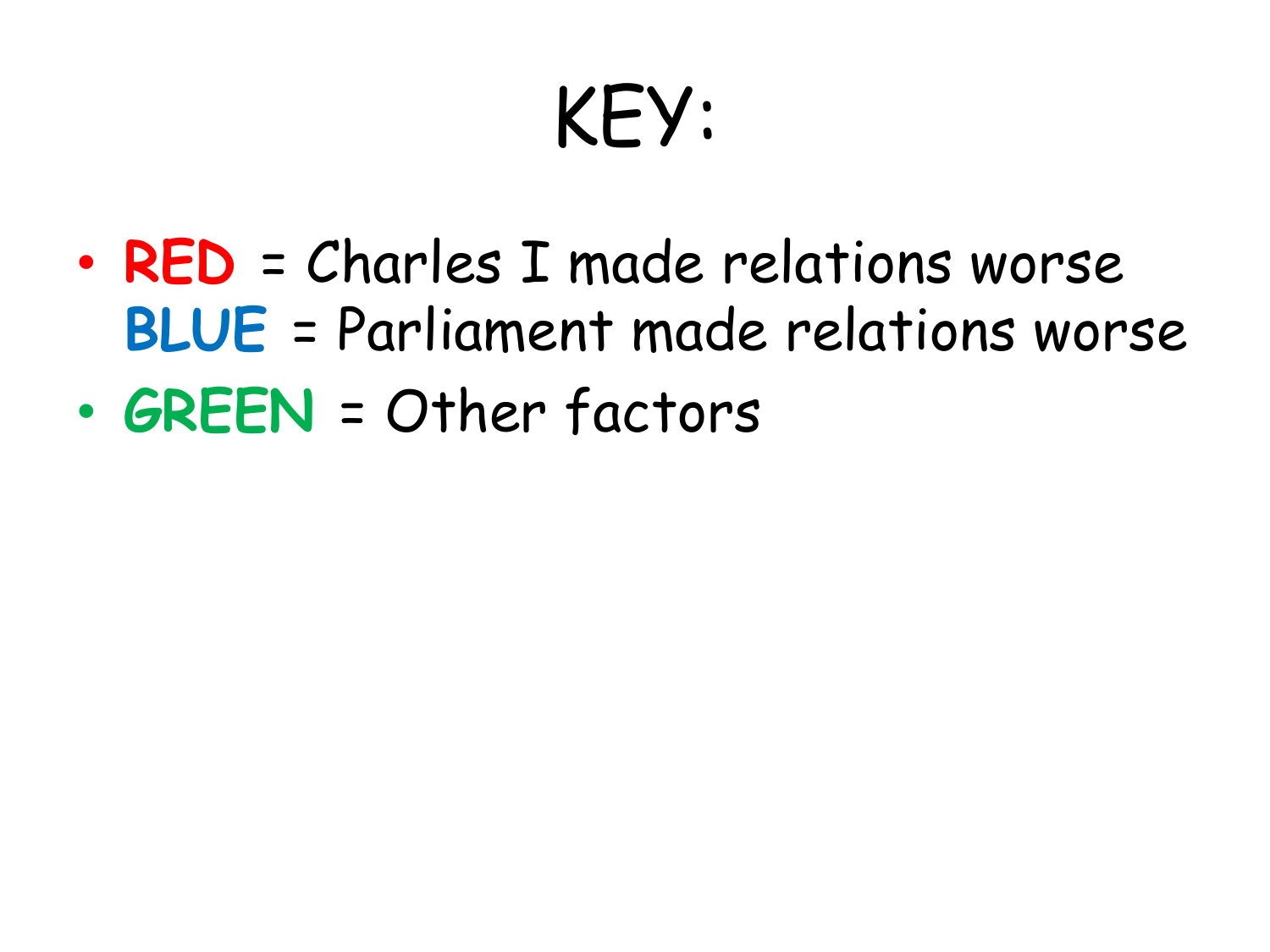# KEY:

- **RED** = Charles I made relations worse
  **BLUE** = Parliament made relations worse
- **GREEN** = Other factors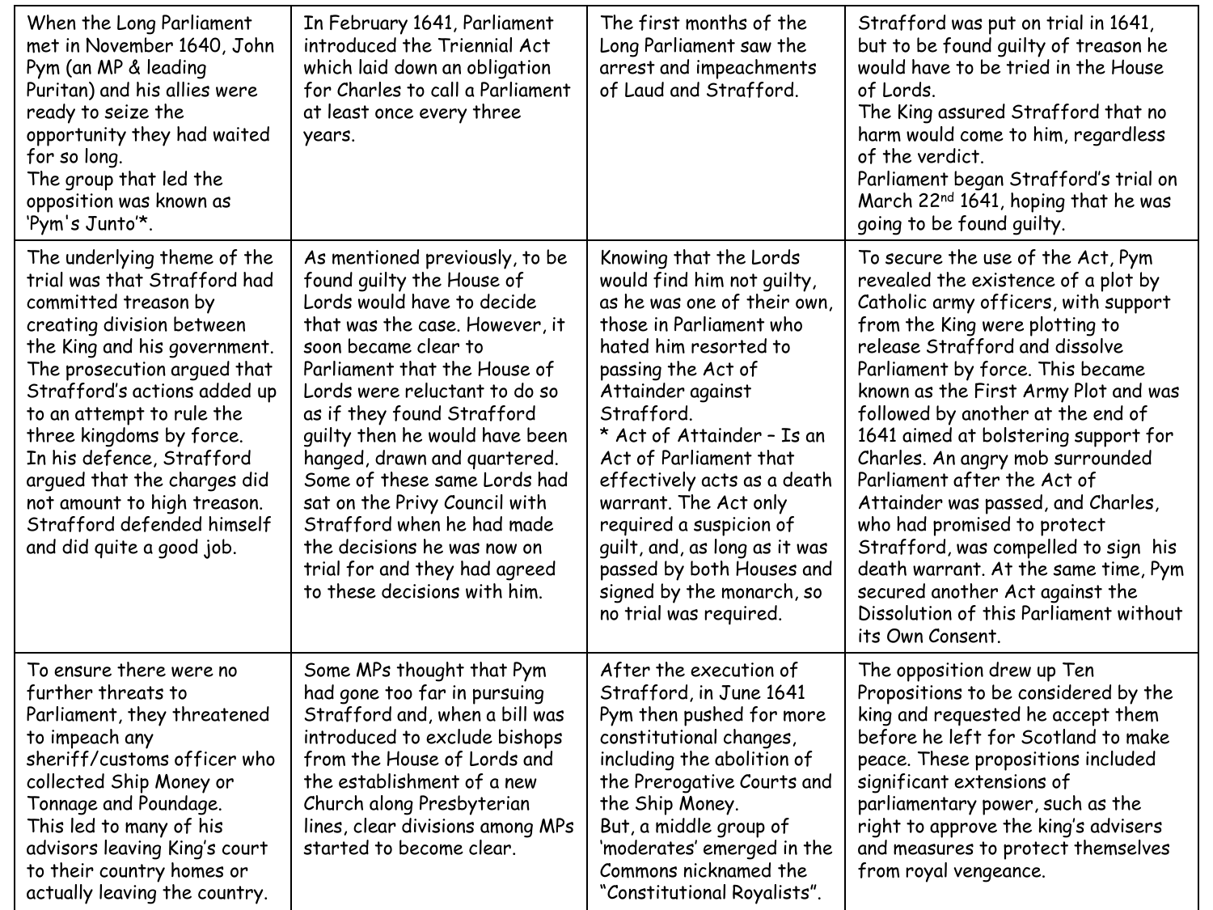| | | | |
|---|---|---|---|
| When the Long Parliament met in November 1640, John Pym (an MP & leading Puritan) and his allies were ready to seize the opportunity they had waited for so long.<br>The group that led the opposition was known as 'Pym's Junto'*. | In February 1641, Parliament introduced the Triennial Act which laid down an obligation for Charles to call a Parliament at least once every three years. | The first months of the Long Parliament saw the arrest and impeachments of Laud and Strafford. | Strafford was put on trial in 1641, but to be found guilty of treason he would have to be tried in the House of Lords.<br>The King assured Strafford that no harm would come to him, regardless of the verdict.<br>Parliament began Strafford's trial on March 22nd 1641, hoping that he was going to be found guilty. |
| The underlying theme of the trial was that Strafford had committed treason by creating division between the King and his government. The prosecution argued that Strafford's actions added up to an attempt to rule the three kingdoms by force.<br>In his defence, Strafford argued that the charges did not amount to high treason. Strafford defended himself and did quite a good job. | As mentioned previously, to be found guilty the House of Lords would have to decide that was the case. However, it soon became clear to Parliament that the House of Lords were reluctant to do so as if they found Strafford guilty then he would have been hanged, drawn and quartered. Some of these same Lords had sat on the Privy Council with Strafford when he had made the decisions he was now on trial for and they had agreed to these decisions with him. | Knowing that the Lords would find him not guilty, as he was one of their own, those in Parliament who hated him resorted to passing the Act of Attainder against Strafford.<br>* Act of Attainder – Is an Act of Parliament that effectively acts as a death warrant. The Act only required a suspicion of guilt, and, as long as it was passed by both Houses and signed by the monarch, so no trial was required. | To secure the use of the Act, Pym revealed the existence of a plot by Catholic army officers, with support from the King were plotting to release Strafford and dissolve Parliament by force. This became known as the First Army Plot and was followed by another at the end of 1641 aimed at bolstering support for Charles. An angry mob surrounded Parliament after the Act of Attainder was passed, and Charles, who had promised to protect Strafford, was compelled to sign his death warrant. At the same time, Pym secured another Act against the Dissolution of this Parliament without its Own Consent. |
| To ensure there were no further threats to Parliament, they threatened to impeach any sheriff/customs officer who collected Ship Money or Tonnage and Poundage.<br>This led to many of his advisors leaving King's court to their country homes or actually leaving the country. | Some MPs thought that Pym had gone too far in pursuing Strafford and, when a bill was introduced to exclude bishops from the House of Lords and the establishment of a new Church along Presbyterian lines, clear divisions among MPs started to become clear. | After the execution of Strafford, in June 1641 Pym then pushed for more constitutional changes, including the abolition of the Prerogative Courts and the Ship Money.<br>But, a middle group of 'moderates' emerged in the Commons nicknamed the "Constitutional Royalists". | The opposition drew up Ten Propositions to be considered by the king and requested he accept them before he left for Scotland to make peace. These propositions included significant extensions of parliamentary power, such as the right to approve the king's advisers and measures to protect themselves from royal vengeance. |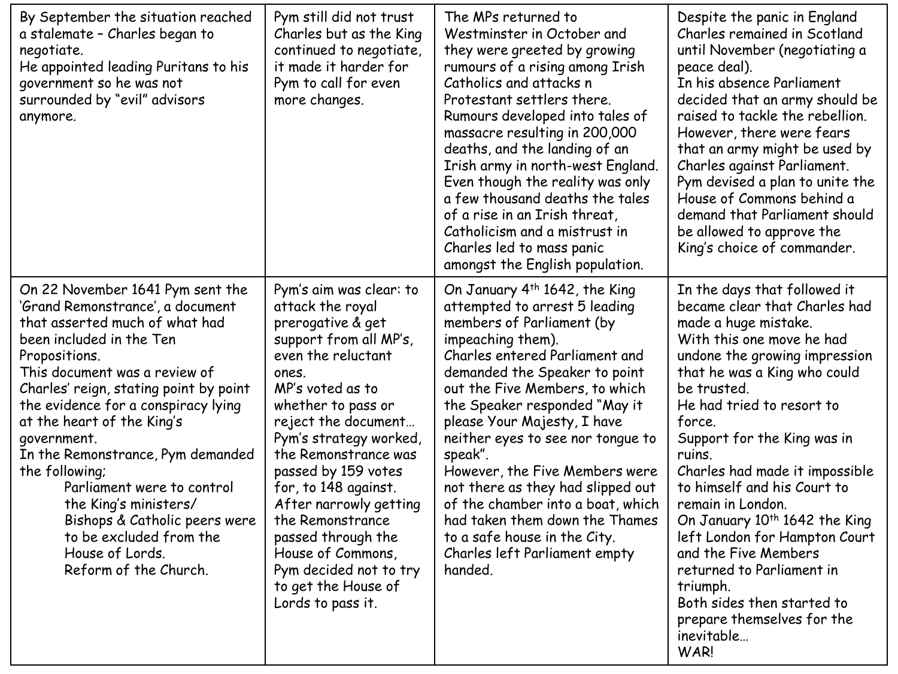| By September the situation reached a stalemate – Charles began to negotiate.<br>He appointed leading Puritans to his government so he was not surrounded by "evil" advisors anymore. | Pym still did not trust Charles but as the King continued to negotiate, it made it harder for Pym to call for even more changes. | The MPs returned to Westminster in October and they were greeted by growing rumours of a rising among Irish Catholics and attacks n Protestant settlers there.<br>Rumours developed into tales of massacre resulting in 200,000 deaths, and the landing of an Irish army in north-west England.<br>Even though the reality was only a few thousand deaths the tales of a rise in an Irish threat, Catholicism and a mistrust in Charles led to mass panic amongst the English population. | Despite the panic in England Charles remained in Scotland until November (negotiating a peace deal).<br>In his absence Parliament decided that an army should be raised to tackle the rebellion.<br>However, there were fears that an army might be used by Charles against Parliament.<br>Pym devised a plan to unite the House of Commons behind a demand that Parliament should be allowed to approve the King's choice of commander. |
|---|---|---|---|
| On 22 November 1641 Pym sent the 'Grand Remonstrance', a document that asserted much of what had been included in the Ten Propositions.<br>This document was a review of Charles' reign, stating point by point the evidence for a conspiracy lying at the heart of the King's government.<br>In the Remonstrance, Pym demanded the following;<br>Parliament were to control the King's ministers/<br>Bishops & Catholic peers were to be excluded from the House of Lords.<br>Reform of the Church. | Pym's aim was clear: to attack the royal prerogative & get support from all MP's, even the reluctant ones.<br>MP's voted as to whether to pass or reject the document…<br>Pym's strategy worked, the Remonstrance was passed by 159 votes for, to 148 against.<br>After narrowly getting the Remonstrance passed through the House of Commons, Pym decided not to try to get the House of Lords to pass it. | On January 4th 1642, the King attempted to arrest 5 leading members of Parliament (by impeaching them).<br>Charles entered Parliament and demanded the Speaker to point out the Five Members, to which the Speaker responded "May it please Your Majesty, I have neither eyes to see nor tongue to speak".<br>However, the Five Members were not there as they had slipped out of the chamber into a boat, which had taken them down the Thames to a safe house in the City.<br>Charles left Parliament empty handed. | In the days that followed it became clear that Charles had made a huge mistake.<br>With this one move he had undone the growing impression that he was a King who could be trusted.<br>He had tried to resort to force.<br>Support for the King was in ruins.<br>Charles had made it impossible to himself and his Court to remain in London.<br>On January 10th 1642 the King left London for Hampton Court and the Five Members returned to Parliament in triumph.<br>Both sides then started to prepare themselves for the inevitable…<br>WAR! |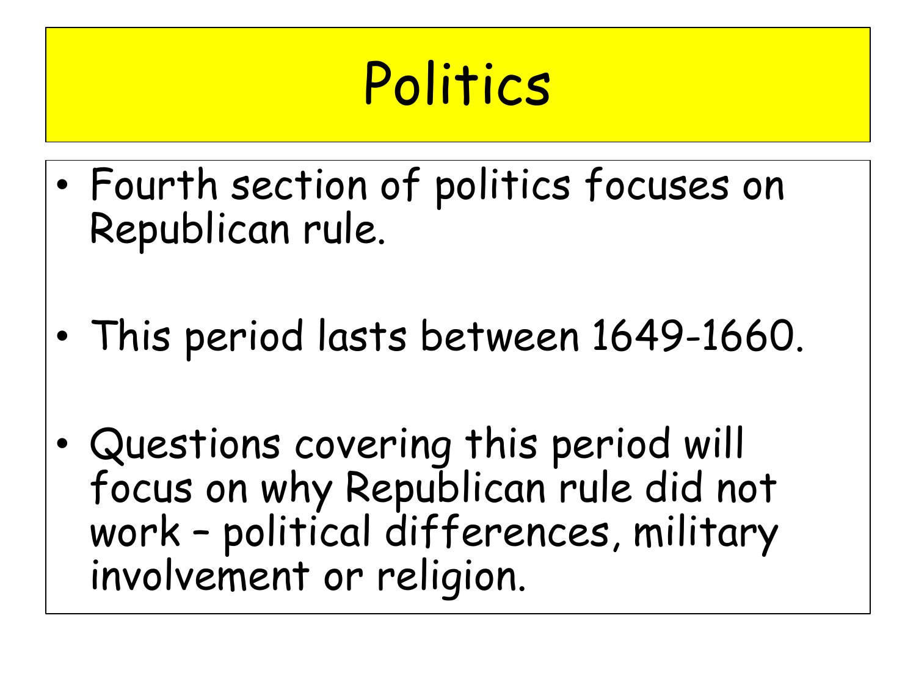# Politics

- Fourth section of politics focuses on Republican rule.
- This period lasts between 1649-1660.
- Questions covering this period will focus on why Republican rule did not work – political differences, military involvement or religion.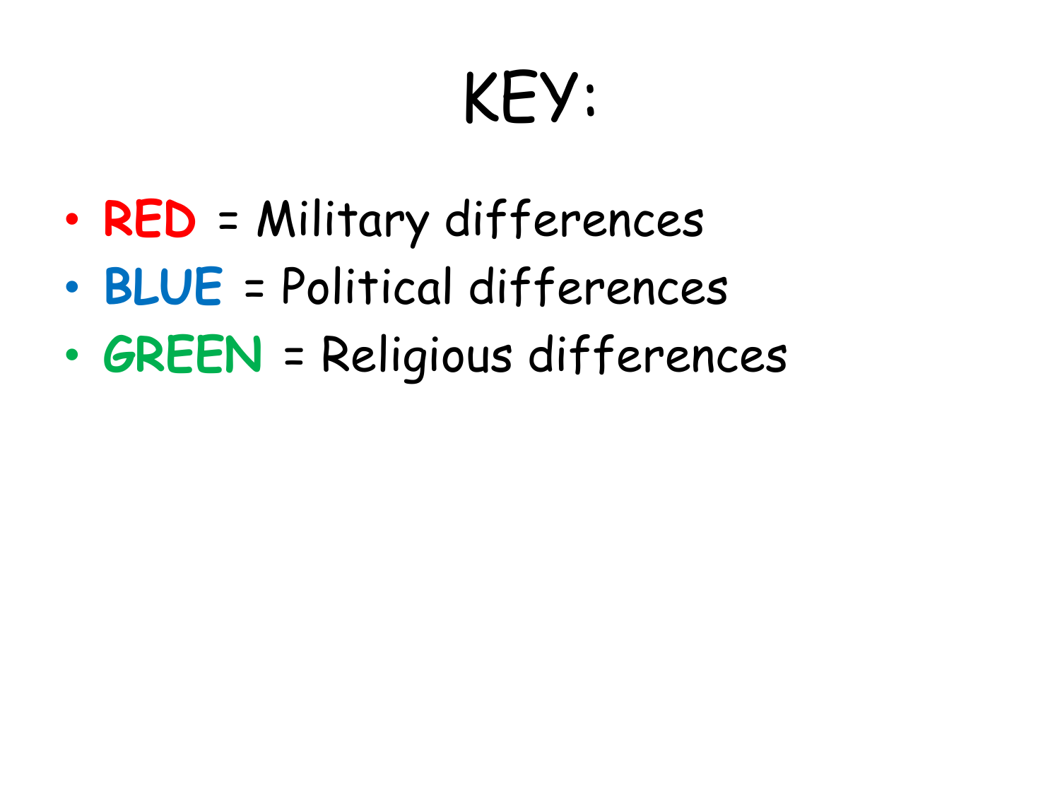# KEY:

- **RED** = Military differences
- **BLUE** = Political differences
- **GREEN** = Religious differences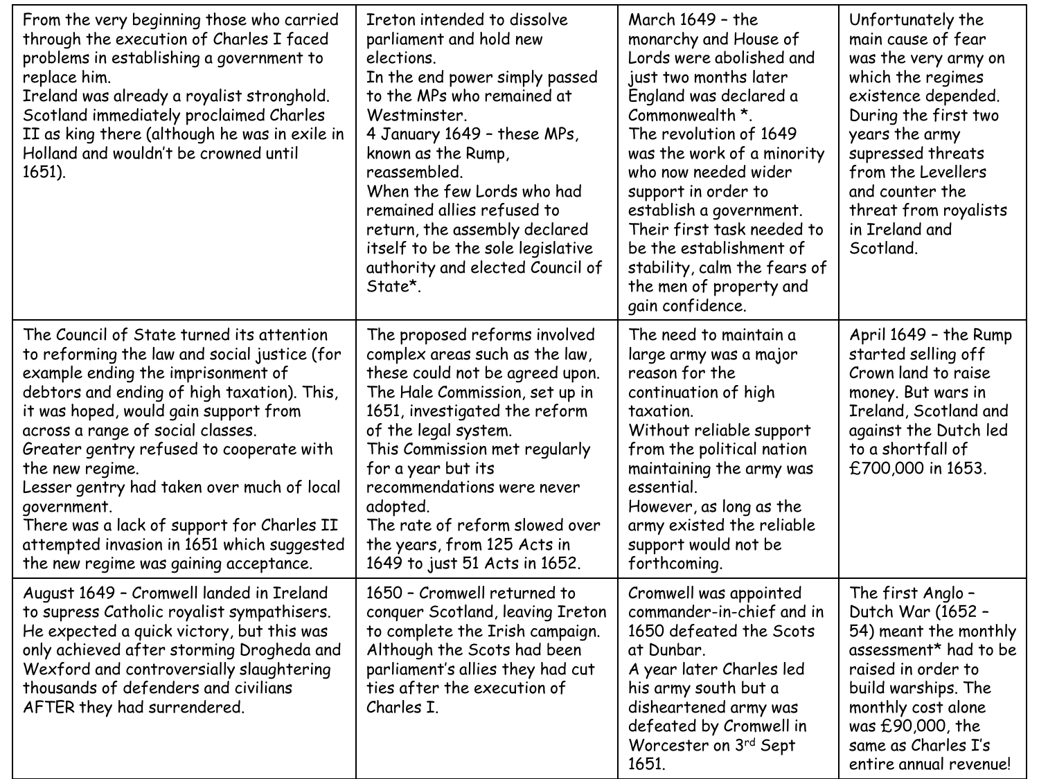| | | | |
|---|---|---|---|
| From the very beginning those who carried through the execution of Charles I faced problems in establishing a government to replace him.<br>Ireland was already a royalist stronghold.<br>Scotland immediately proclaimed Charles II as king there (although he was in exile in Holland and wouldn't be crowned until 1651). | Ireton intended to dissolve parliament and hold new elections.<br>In the end power simply passed to the MPs who remained at Westminster.<br>4 January 1649 – these MPs, known as the Rump, reassembled.<br>When the few Lords who had remained allies refused to return, the assembly declared itself to be the sole legislative authority and elected Council of State*. | March 1649 – the monarchy and House of Lords were abolished and just two months later England was declared a Commonwealth *.<br>The revolution of 1649 was the work of a minority who now needed wider support in order to establish a government.<br>Their first task needed to be the establishment of stability, calm the fears of the men of property and gain confidence. | Unfortunately the main cause of fear was the very army on which the regimes existence depended.<br>During the first two years the army supressed threats from the Levellers and counter the threat from royalists in Ireland and Scotland. |
| The Council of State turned its attention to reforming the law and social justice (for example ending the imprisonment of debtors and ending of high taxation). This, it was hoped, would gain support from across a range of social classes.<br>Greater gentry refused to cooperate with the new regime.<br>Lesser gentry had taken over much of local government.<br>There was a lack of support for Charles II attempted invasion in 1651 which suggested the new regime was gaining acceptance. | The proposed reforms involved complex areas such as the law, these could not be agreed upon.<br>The Hale Commission, set up in 1651, investigated the reform of the legal system.<br>This Commission met regularly for a year but its recommendations were never adopted.<br>The rate of reform slowed over the years, from 125 Acts in 1649 to just 51 Acts in 1652. | The need to maintain a large army was a major reason for the continuation of high taxation.<br>Without reliable support from the political nation maintaining the army was essential.<br>However, as long as the army existed the reliable support would not be forthcoming. | April 1649 – the Rump started selling off Crown land to raise money. But wars in Ireland, Scotland and against the Dutch led to a shortfall of £700,000 in 1653. |
| August 1649 – Cromwell landed in Ireland to supress Catholic royalist sympathisers. He expected a quick victory, but this was only achieved after storming Drogheda and Wexford and controversially slaughtering thousands of defenders and civilians AFTER they had surrendered. | 1650 – Cromwell returned to conquer Scotland, leaving Ireton to complete the Irish campaign. Although the Scots had been parliament's allies they had cut ties after the execution of Charles I. | Cromwell was appointed commander-in-chief and in 1650 defeated the Scots at Dunbar.<br>A year later Charles led his army south but a disheartened army was defeated by Cromwell in Worcester on 3rd Sept 1651. | The first Anglo – Dutch War (1652 – 54) meant the monthly assessment* had to be raised in order to build warships. The monthly cost alone was £90,000, the same as Charles I's entire annual revenue! |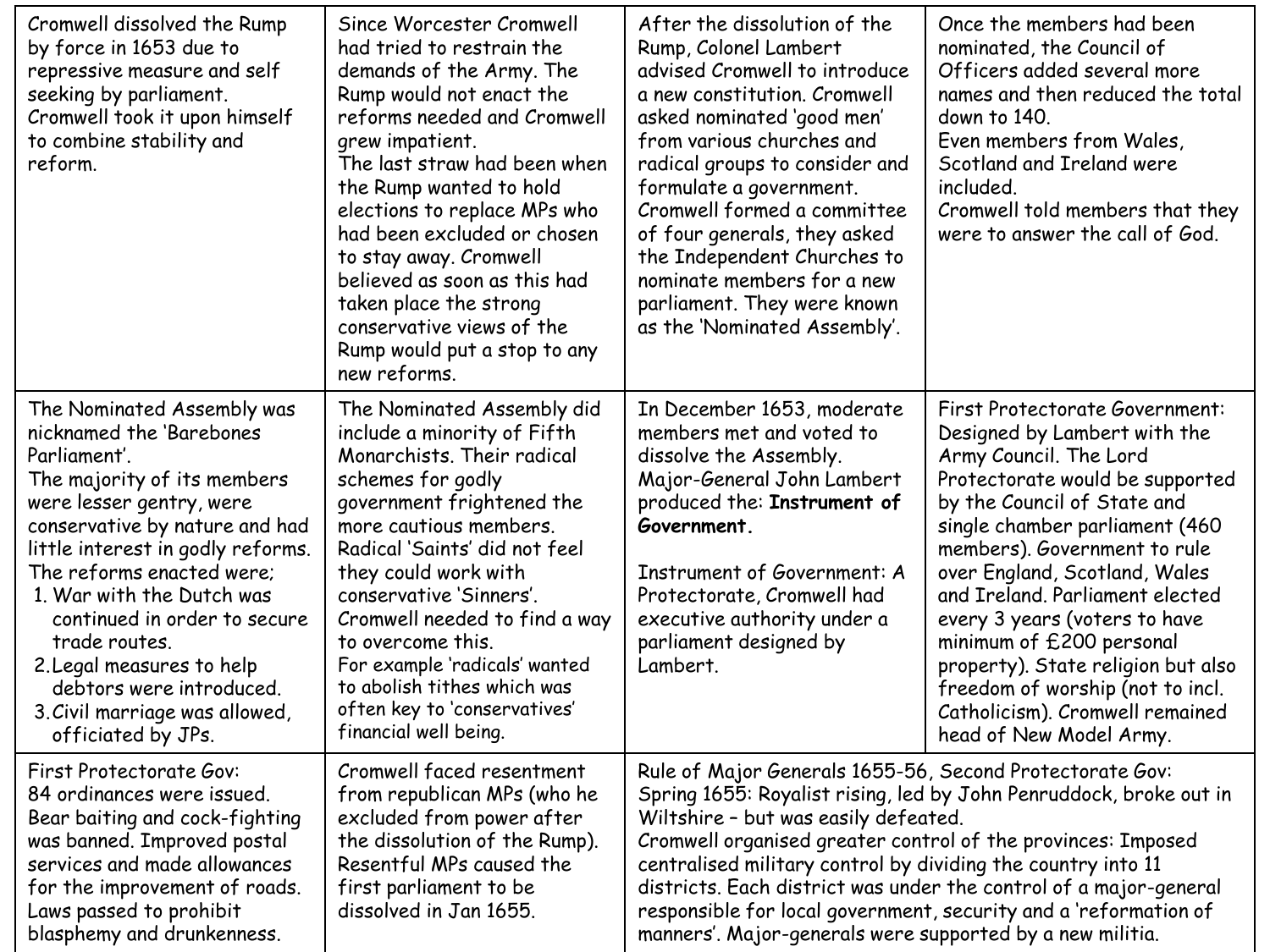| | | | |
|---|---|---|---|
| Cromwell dissolved the Rump by force in 1653 due to repressive measure and self seeking by parliament. Cromwell took it upon himself to combine stability and reform. | Since Worcester Cromwell had tried to restrain the demands of the Army. The Rump would not enact the reforms needed and Cromwell grew impatient.<br>The last straw had been when the Rump wanted to hold elections to replace MPs who had been excluded or chosen to stay away. Cromwell believed as soon as this had taken place the strong conservative views of the Rump would put a stop to any new reforms. | After the dissolution of the Rump, Colonel Lambert advised Cromwell to introduce a new constitution. Cromwell asked nominated 'good men' from various churches and radical groups to consider and formulate a government. Cromwell formed a committee of four generals, they asked the Independent Churches to nominate members for a new parliament. They were known as the 'Nominated Assembly'. | Once the members had been nominated, the Council of Officers added several more names and then reduced the total down to 140.<br>Even members from Wales, Scotland and Ireland were included.<br>Cromwell told members that they were to answer the call of God. |
| The Nominated Assembly was nicknamed the 'Barebones Parliament'.<br>The majority of its members were lesser gentry, were conservative by nature and had little interest in godly reforms. The reforms enacted were;<br>1. War with the Dutch was continued in order to secure trade routes.<br>2. Legal measures to help debtors were introduced.<br>3. Civil marriage was allowed, officiated by JPs. | The Nominated Assembly did include a minority of Fifth Monarchists. Their radical schemes for godly government frightened the more cautious members. Radical 'Saints' did not feel they could work with conservative 'Sinners'. Cromwell needed to find a way to overcome this.<br>For example 'radicals' wanted to abolish tithes which was often key to 'conservatives' financial well being. | In December 1653, moderate members met and voted to dissolve the Assembly. Major-General John Lambert produced the: **Instrument of Government.**<br><br>Instrument of Government: A Protectorate, Cromwell had executive authority under a parliament designed by Lambert. | First Protectorate Government: Designed by Lambert with the Army Council. The Lord Protectorate would be supported by the Council of State and single chamber parliament (460 members). Government to rule over England, Scotland, Wales and Ireland. Parliament elected every 3 years (voters to have minimum of £200 personal property). State religion but also freedom of worship (not to incl. Catholicism). Cromwell remained head of New Model Army. |
| First Protectorate Gov:<br>84 ordinances were issued. Bear baiting and cock-fighting was banned. Improved postal services and made allowances for the improvement of roads. Laws passed to prohibit blasphemy and drunkenness. | Cromwell faced resentment from republican MPs (who he excluded from power after the dissolution of the Rump). Resentful MPs caused the first parliament to be dissolved in Jan 1655. | Rule of Major Generals 1655-56, Second Protectorate Gov:<br>Spring 1655: Royalist rising, led by John Penruddock, broke out in Wiltshire – but was easily defeated.<br>Cromwell organised greater control of the provinces: Imposed centralised military control by dividing the country into 11 districts. Each district was under the control of a major-general responsible for local government, security and a 'reformation of manners'. Major-generals were supported by a new militia. | |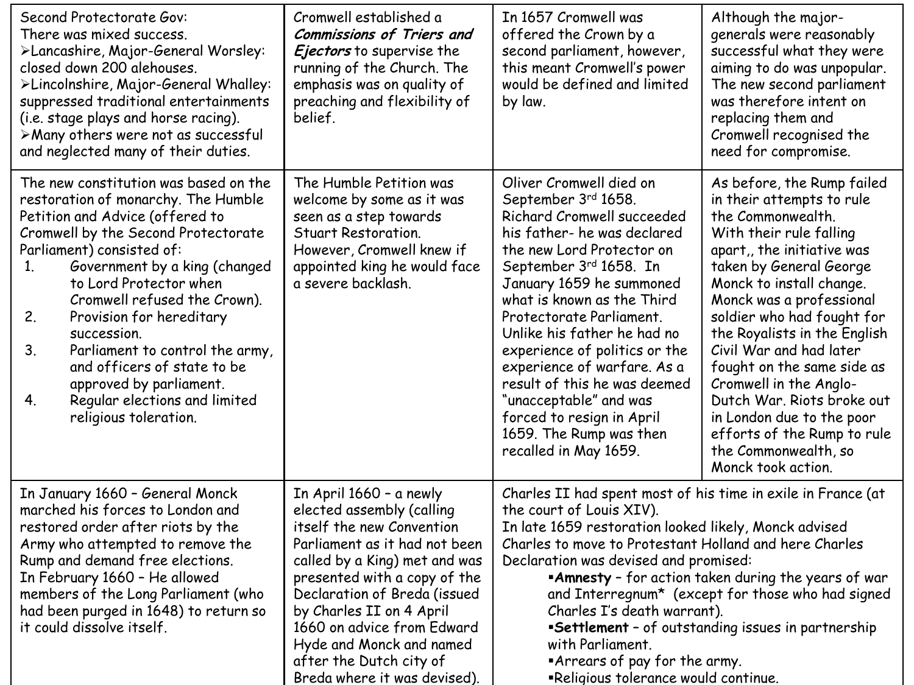| | | | |
|---|---|---|---|
| Second Protectorate Gov:<br>There was mixed success.<br>➢Lancashire, Major-General Worsley: closed down 200 alehouses.<br>➢Lincolnshire, Major-General Whalley: suppressed traditional entertainments (i.e. stage plays and horse racing).<br>➢Many others were not as successful and neglected many of their duties. | Cromwell established a ***Commissions of Triers and Ejectors*** to supervise the running of the Church. The emphasis was on quality of preaching and flexibility of belief. | In 1657 Cromwell was offered the Crown by a second parliament, however, this meant Cromwell's power would be defined and limited by law. | Although the major-generals were reasonably successful what they were aiming to do was unpopular. The new second parliament was therefore intent on replacing them and Cromwell recognised the need for compromise. |
| The new constitution was based on the restoration of monarchy. The Humble Petition and Advice (offered to Cromwell by the Second Protectorate Parliament) consisted of:<br>1. Government by a king (changed to Lord Protector when Cromwell refused the Crown).<br>2. Provision for hereditary succession.<br>3. Parliament to control the army, and officers of state to be approved by parliament.<br>4. Regular elections and limited religious toleration. | The Humble Petition was welcome by some as it was seen as a step towards Stuart Restoration.<br>However, Cromwell knew if appointed king he would face a severe backlash. | Oliver Cromwell died on September 3rd 1658.<br>Richard Cromwell succeeded his father- he was declared the new Lord Protector on September 3rd 1658. In January 1659 he summoned what is known as the Third Protectorate Parliament. Unlike his father he had no experience of politics or the experience of warfare. As a result of this he was deemed "unacceptable" and was forced to resign in April 1659. The Rump was then recalled in May 1659. | As before, the Rump failed in their attempts to rule the Commonwealth.<br>With their rule falling apart,, the initiative was taken by General George Monck to install change. Monck was a professional soldier who had fought for the Royalists in the English Civil War and had later fought on the same side as Cromwell in the Anglo-Dutch War. Riots broke out in London due to the poor efforts of the Rump to rule the Commonwealth, so Monck took action. |
| In January 1660 – General Monck marched his forces to London and restored order after riots by the Army who attempted to remove the Rump and demand free elections.<br>In February 1660 – He allowed members of the Long Parliament (who had been purged in 1648) to return so it could dissolve itself. | In April 1660 – a newly elected assembly (calling itself the new Convention Parliament as it had not been called by a King) met and was presented with a copy of the Declaration of Breda (issued by Charles II on 4 April 1660 on advice from Edward Hyde and Monck and named after the Dutch city of Breda where it was devised). | Charles II had spent most of his time in exile in France (at the court of Louis XIV).<br>In late 1659 restoration looked likely, Monck advised Charles to move to Protestant Holland and here Charles Declaration was devised and promised:<br>▪**Amnesty** – for action taken during the years of war and Interregnum* (except for those who had signed Charles I's death warrant).<br>▪**Settlement** – of outstanding issues in partnership with Parliament.<br>▪Arrears of pay for the army.<br>▪Religious tolerance would continue. | |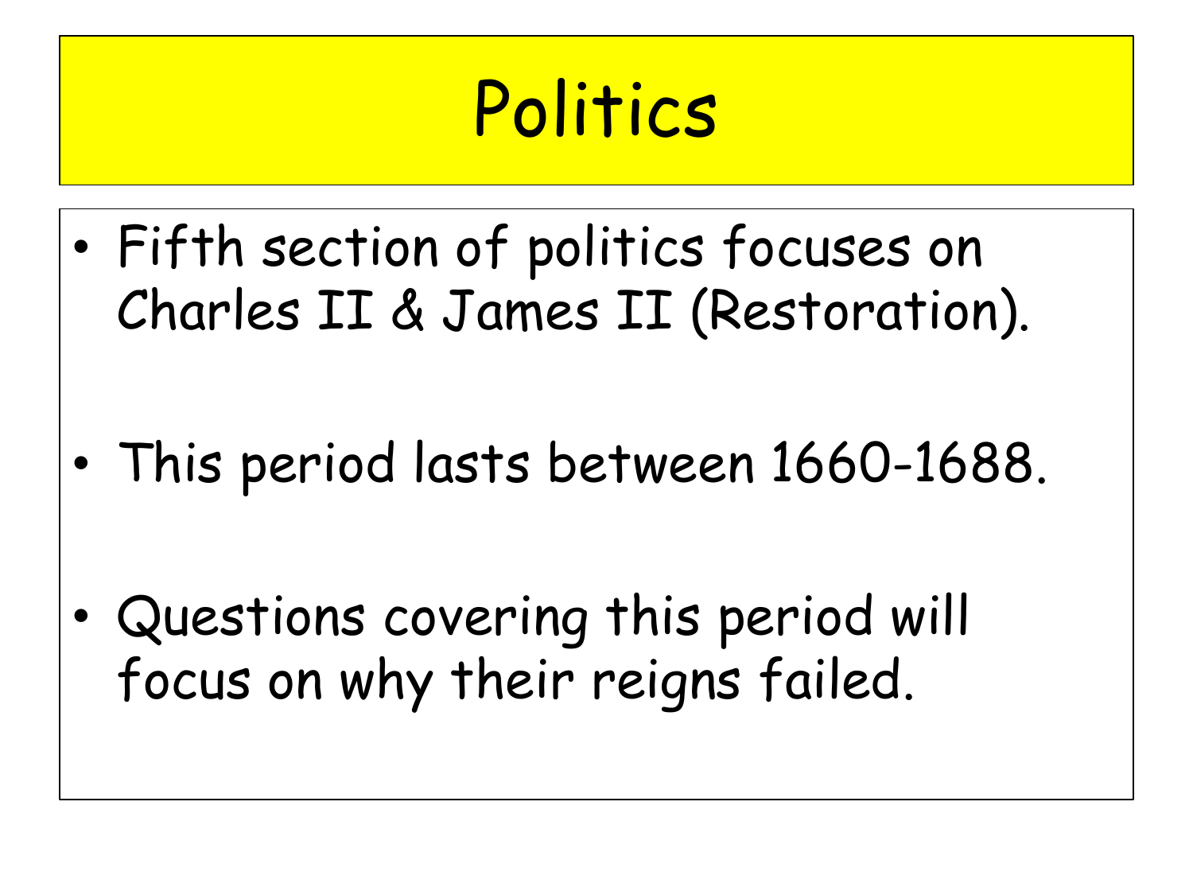# Politics

- Fifth section of politics focuses on Charles II & James II (Restoration).
- This period lasts between 1660-1688.
- Questions covering this period will focus on why their reigns failed.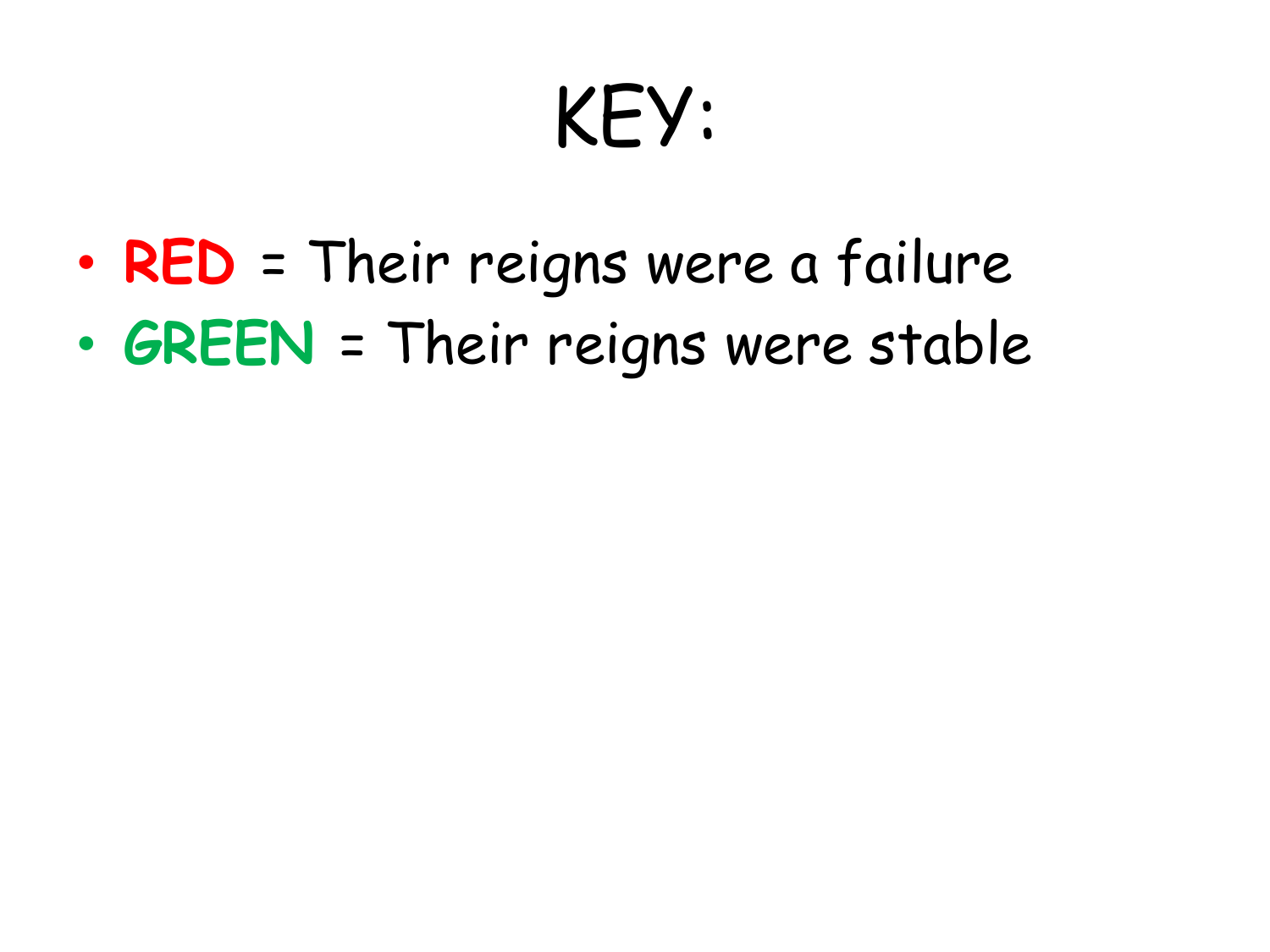# KEY:

- **RED** = Their reigns were a failure
- **GREEN** = Their reigns were stable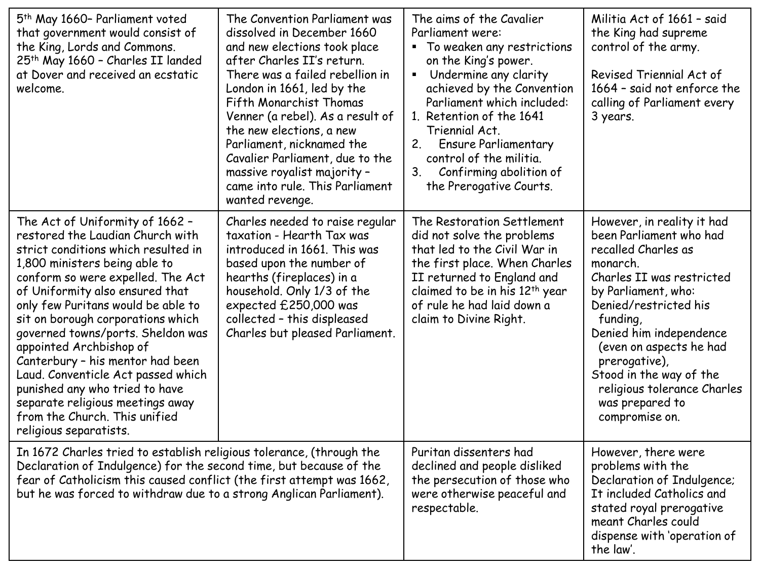| | | | |
|---|---|---|---|
| 5th May 1660– Parliament voted that government would consist of the King, Lords and Commons.<br>25th May 1660 – Charles II landed at Dover and received an ecstatic welcome. | The Convention Parliament was dissolved in December 1660 and new elections took place after Charles II's return. There was a failed rebellion in London in 1661, led by the Fifth Monarchist Thomas Venner (a rebel). As a result of the new elections, a new Parliament, nicknamed the Cavalier Parliament, due to the massive royalist majority – came into rule. This Parliament wanted revenge. | The aims of the Cavalier Parliament were:<br>▪ To weaken any restrictions on the King's power.<br>▪ Undermine any clarity achieved by the Convention Parliament which included:<br>1. Retention of the 1641 Triennial Act.<br>2. Ensure Parliamentary control of the militia.<br>3. Confirming abolition of the Prerogative Courts. | Militia Act of 1661 – said the King had supreme control of the army.<br><br>Revised Triennial Act of 1664 – said not enforce the calling of Parliament every 3 years. |
| The Act of Uniformity of 1662 – restored the Laudian Church with strict conditions which resulted in 1,800 ministers being able to conform so were expelled. The Act of Uniformity also ensured that only few Puritans would be able to sit on borough corporations which governed towns/ports. Sheldon was appointed Archbishop of Canterbury – his mentor had been Laud. Conventicle Act passed which punished any who tried to have separate religious meetings away from the Church. This unified religious separatists. | Charles needed to raise regular taxation - Hearth Tax was introduced in 1661. This was based upon the number of hearths (fireplaces) in a household. Only 1/3 of the expected £250,000 was collected – this displeased Charles but pleased Parliament. | The Restoration Settlement did not solve the problems that led to the Civil War in the first place. When Charles II returned to England and claimed to be in his 12th year of rule he had laid down a claim to Divine Right. | However, in reality it had been Parliament who had recalled Charles as monarch.<br>Charles II was restricted by Parliament, who:<br>Denied/restricted his funding,<br>Denied him independence (even on aspects he had prerogative),<br>Stood in the way of the religious tolerance Charles was prepared to compromise on. |
| In 1672 Charles tried to establish religious tolerance, (through the Declaration of Indulgence) for the second time, but because of the fear of Catholicism this caused conflict (the first attempt was 1662, but he was forced to withdraw due to a strong Anglican Parliament). | | Puritan dissenters had declined and people disliked the persecution of those who were otherwise peaceful and respectable. | However, there were problems with the Declaration of Indulgence; It included Catholics and stated royal prerogative meant Charles could dispense with 'operation of the law'. |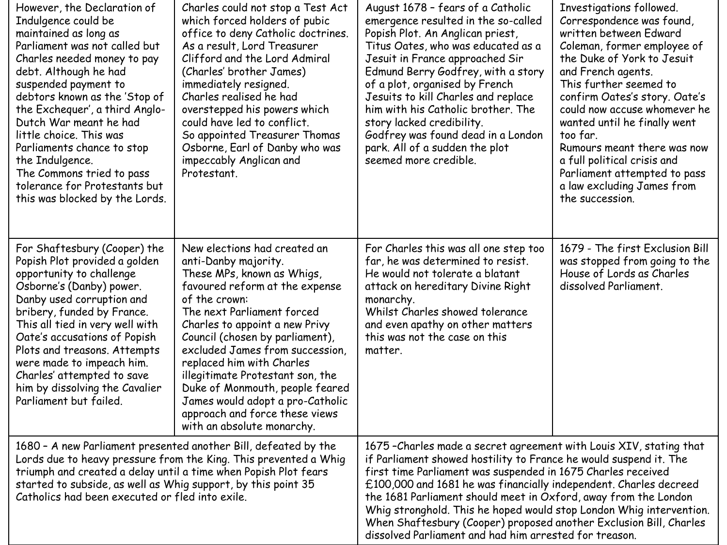| | | | |
|---|---|---|---|
| However, the Declaration of Indulgence could be maintained as long as Parliament was not called but Charles needed money to pay debt. Although he had suspended payment to debtors known as the 'Stop of the Exchequer', a third Anglo-Dutch War meant he had little choice. This was Parliaments chance to stop the Indulgence.<br>The Commons tried to pass tolerance for Protestants but this was blocked by the Lords. | Charles could not stop a Test Act which forced holders of pubic office to deny Catholic doctrines. As a result, Lord Treasurer Clifford and the Lord Admiral (Charles' brother James) immediately resigned.<br>Charles realised he had overstepped his powers which could have led to conflict.<br>So appointed Treasurer Thomas Osborne, Earl of Danby who was impeccably Anglican and Protestant. | August 1678 – fears of a Catholic emergence resulted in the so-called Popish Plot. An Anglican priest, Titus Oates, who was educated as a Jesuit in France approached Sir Edmund Berry Godfrey, with a story of a plot, organised by French Jesuits to kill Charles and replace him with his Catholic brother. The story lacked credibility.<br>Godfrey was found dead in a London park. All of a sudden the plot seemed more credible. | Investigations followed. Correspondence was found, written between Edward Coleman, former employee of the Duke of York to Jesuit and French agents.<br>This further seemed to confirm Oates's story. Oate's could now accuse whomever he wanted until he finally went too far.<br>Rumours meant there was now a full political crisis and Parliament attempted to pass a law excluding James from the succession. |
| For Shaftesbury (Cooper) the Popish Plot provided a golden opportunity to challenge Osborne's (Danby) power. Danby used corruption and bribery, funded by France. This all tied in very well with Oate's accusations of Popish Plots and treasons. Attempts were made to impeach him. Charles' attempted to save him by dissolving the Cavalier Parliament but failed. | New elections had created an anti-Danby majority.<br>These MPs, known as Whigs, favoured reform at the expense of the crown:<br>The next Parliament forced Charles to appoint a new Privy Council (chosen by parliament), excluded James from succession, replaced him with Charles illegitimate Protestant son, the Duke of Monmouth, people feared James would adopt a pro-Catholic approach and force these views with an absolute monarchy. | For Charles this was all one step too far, he was determined to resist. He would not tolerate a blatant attack on hereditary Divine Right monarchy.<br>Whilst Charles showed tolerance and even apathy on other matters this was not the case on this matter. | 1679 - The first Exclusion Bill was stopped from going to the House of Lords as Charles dissolved Parliament. |
| 1680 – A new Parliament presented another Bill, defeated by the Lords due to heavy pressure from the King. This prevented a Whig triumph and created a delay until a time when Popish Plot fears started to subside, as well as Whig support, by this point 35 Catholics had been executed or fled into exile. | | 1675 –Charles made a secret agreement with Louis XIV, stating that if Parliament showed hostility to France he would suspend it. The first time Parliament was suspended in 1675 Charles received £100,000 and 1681 he was financially independent. Charles decreed the 1681 Parliament should meet in Oxford, away from the London Whig stronghold. This he hoped would stop London Whig intervention. When Shaftesbury (Cooper) proposed another Exclusion Bill, Charles dissolved Parliament and had him arrested for treason. | |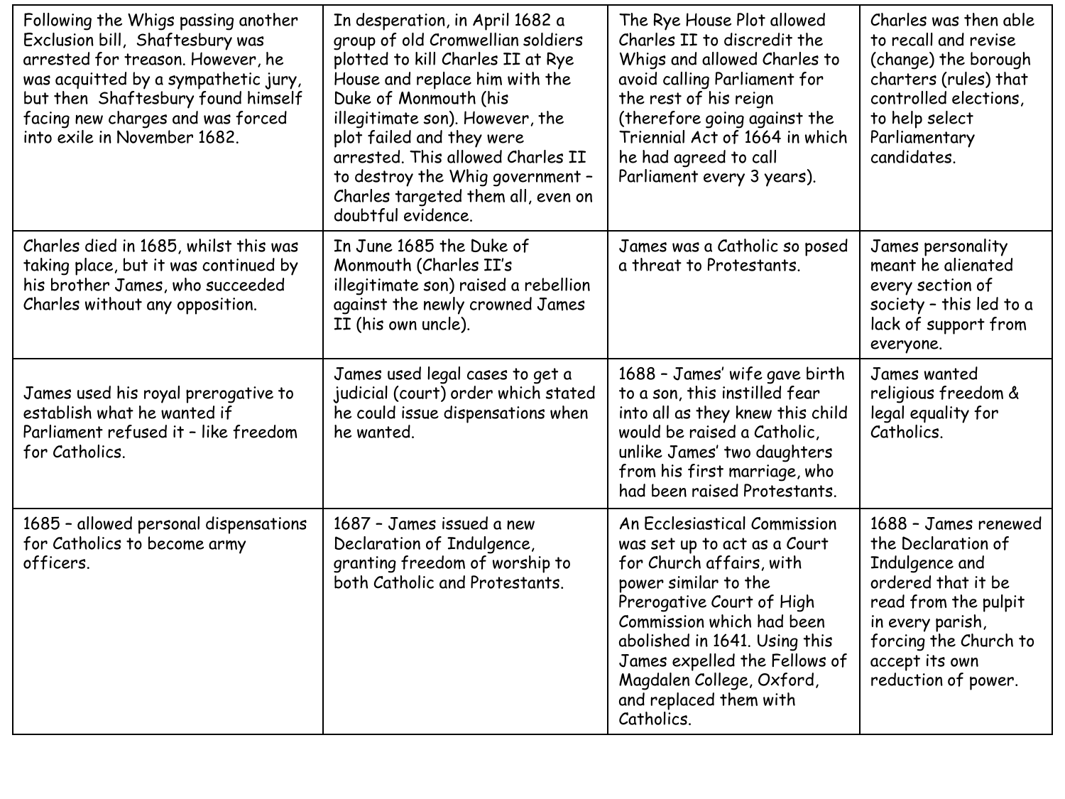| | | | |
|---|---|---|---|
| Following the Whigs passing another Exclusion bill, Shaftesbury was arrested for treason. However, he was acquitted by a sympathetic jury, but then Shaftesbury found himself facing new charges and was forced into exile in November 1682. | In desperation, in April 1682 a group of old Cromwellian soldiers plotted to kill Charles II at Rye House and replace him with the Duke of Monmouth (his illegitimate son). However, the plot failed and they were arrested. This allowed Charles II to destroy the Whig government – Charles targeted them all, even on doubtful evidence. | The Rye House Plot allowed Charles II to discredit the Whigs and allowed Charles to avoid calling Parliament for the rest of his reign (therefore going against the Triennial Act of 1664 in which he had agreed to call Parliament every 3 years). | Charles was then able to recall and revise (change) the borough charters (rules) that controlled elections, to help select Parliamentary candidates. |
| Charles died in 1685, whilst this was taking place, but it was continued by his brother James, who succeeded Charles without any opposition. | In June 1685 the Duke of Monmouth (Charles II's illegitimate son) raised a rebellion against the newly crowned James II (his own uncle). | James was a Catholic so posed a threat to Protestants. | James personality meant he alienated every section of society – this led to a lack of support from everyone. |
| James used his royal prerogative to establish what he wanted if Parliament refused it – like freedom for Catholics. | James used legal cases to get a judicial (court) order which stated he could issue dispensations when he wanted. | 1688 – James' wife gave birth to a son, this instilled fear into all as they knew this child would be raised a Catholic, unlike James' two daughters from his first marriage, who had been raised Protestants. | James wanted religious freedom & legal equality for Catholics. |
| 1685 – allowed personal dispensations for Catholics to become army officers. | 1687 – James issued a new Declaration of Indulgence, granting freedom of worship to both Catholic and Protestants. | An Ecclesiastical Commission was set up to act as a Court for Church affairs, with power similar to the Prerogative Court of High Commission which had been abolished in 1641. Using this James expelled the Fellows of Magdalen College, Oxford, and replaced them with Catholics. | 1688 – James renewed the Declaration of Indulgence and ordered that it be read from the pulpit in every parish, forcing the Church to accept its own reduction of power. |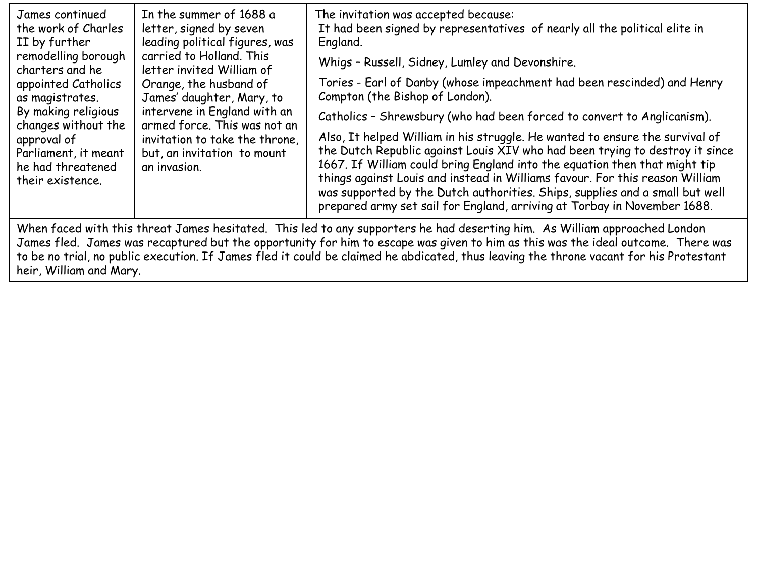| James continued the work of Charles II by further remodelling borough charters and he appointed Catholics as magistrates.<br>By making religious changes without the approval of Parliament, it meant he had threatened their existence. | In the summer of 1688 a letter, signed by seven leading political figures, was carried to Holland. This letter invited William of Orange, the husband of James' daughter, Mary, to intervene in England with an armed force. This was not an invitation to take the throne, but, an invitation to mount an invasion. | The invitation was accepted because:<br>It had been signed by representatives of nearly all the political elite in England.<br>Whigs – Russell, Sidney, Lumley and Devonshire.<br>Tories - Earl of Danby (whose impeachment had been rescinded) and Henry Compton (the Bishop of London).<br>Catholics – Shrewsbury (who had been forced to convert to Anglicanism).<br>Also, It helped William in his struggle. He wanted to ensure the survival of the Dutch Republic against Louis XIV who had been trying to destroy it since 1667. If William could bring England into the equation then that might tip things against Louis and instead in Williams favour. For this reason William was supported by the Dutch authorities. Ships, supplies and a small but well prepared army set sail for England, arriving at Torbay in November 1688. |
|---|---|---|
| When faced with this threat James hesitated. This led to any supporters he had deserting him. As William approached London James fled. James was recaptured but the opportunity for him to escape was given to him as this was the ideal outcome. There was to be no trial, no public execution. If James fled it could be claimed he abdicated, thus leaving the throne vacant for his Protestant heir, William and Mary. | | |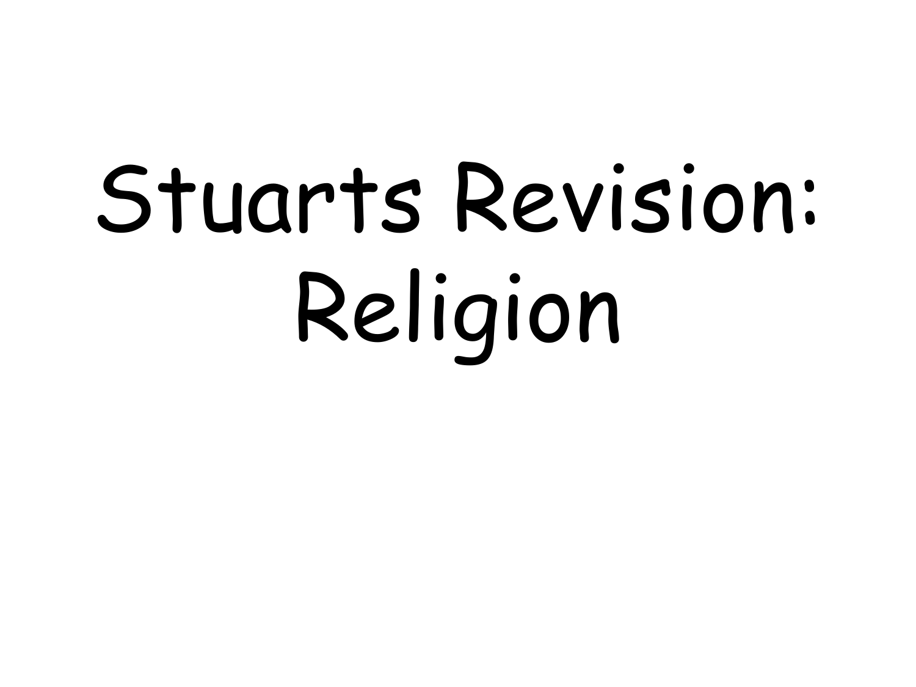# Stuarts Revision: Religion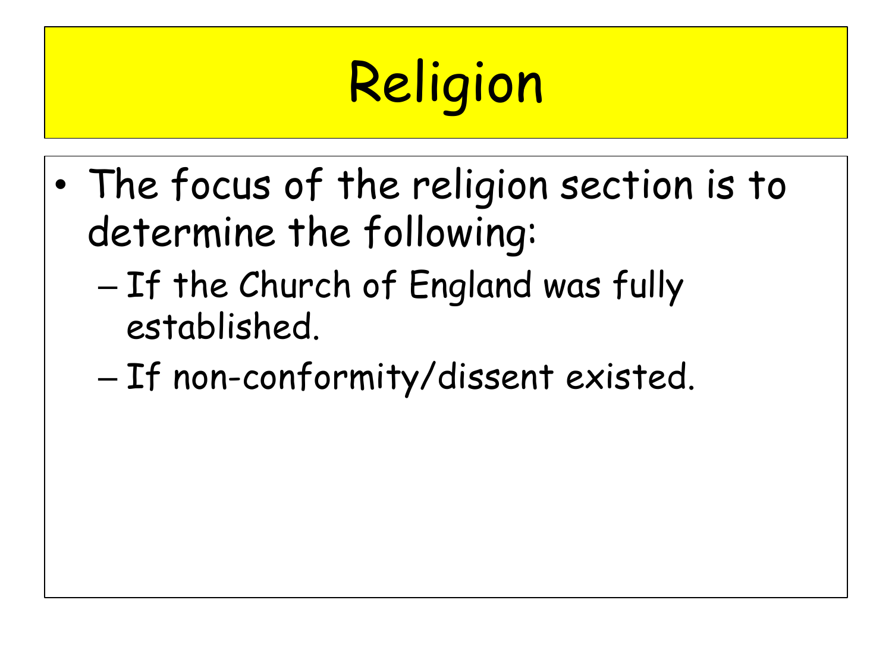# Religion

- The focus of the religion section is to determine the following:
  - If the Church of England was fully established.
  - If non-conformity/dissent existed.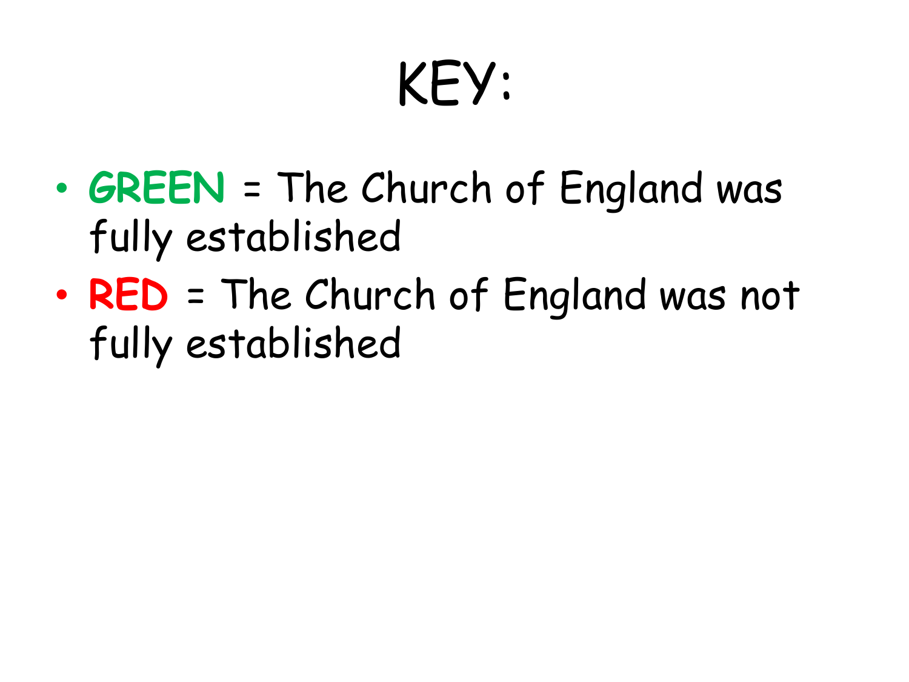# KEY:

- **GREEN** = The Church of England was fully established
- **RED** = The Church of England was not fully established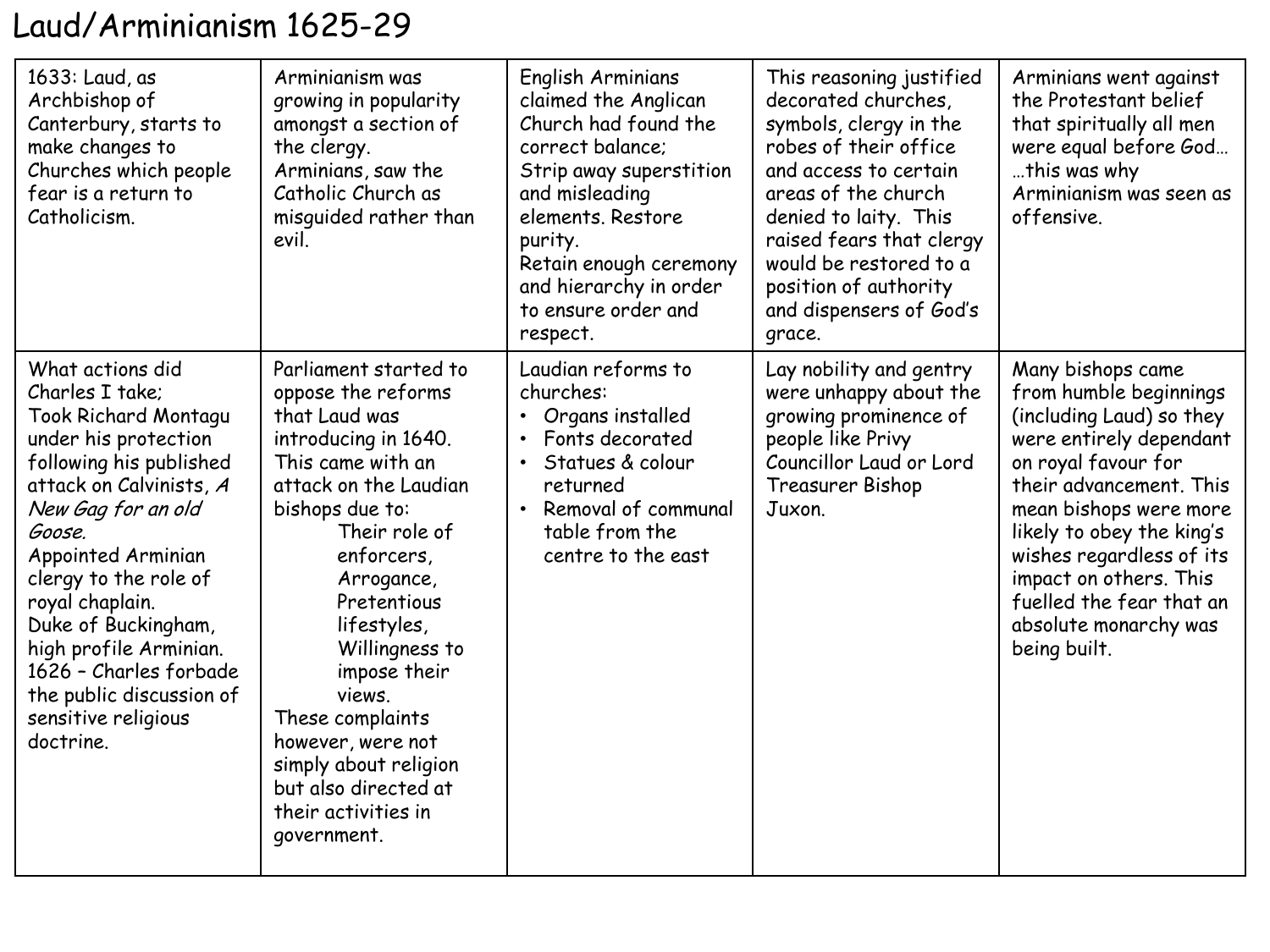# Laud/Arminianism 1625-29

| 1633: Laud, as Archbishop of Canterbury, starts to make changes to Churches which people fear is a return to Catholicism. | Arminianism was growing in popularity amongst a section of the clergy.<br>Arminians, saw the Catholic Church as misguided rather than evil. | English Arminians claimed the Anglican Church had found the correct balance;<br>Strip away superstition and misleading elements. Restore purity.<br>Retain enough ceremony and hierarchy in order to ensure order and respect. | This reasoning justified decorated churches, symbols, clergy in the robes of their office and access to certain areas of the church denied to laity. This raised fears that clergy would be restored to a position of authority and dispensers of God's grace. | Arminians went against the Protestant belief that spiritually all men were equal before God… …this was why Arminianism was seen as offensive. |
|---|---|---|---|---|
| What actions did Charles I take;<br>Took Richard Montagu under his protection following his published attack on Calvinists, *A New Gag for an old Goose.*<br>Appointed Arminian clergy to the role of royal chaplain.<br>Duke of Buckingham, high profile Arminian.<br>1626 – Charles forbade the public discussion of sensitive religious doctrine. | Parliament started to oppose the reforms that Laud was introducing in 1640. This came with an attack on the Laudian bishops due to:<br>Their role of enforcers,<br>Arrogance,<br>Pretentious lifestyles,<br>Willingness to impose their views.<br>These complaints however, were not simply about religion but also directed at their activities in government. | Laudian reforms to churches:<br>• Organs installed<br>• Fonts decorated<br>• Statues & colour returned<br>• Removal of communal table from the centre to the east | Lay nobility and gentry were unhappy about the growing prominence of people like Privy Councillor Laud or Lord Treasurer Bishop Juxon. | Many bishops came from humble beginnings (including Laud) so they were entirely dependant on royal favour for their advancement. This mean bishops were more likely to obey the king's wishes regardless of its impact on others. This fuelled the fear that an absolute monarchy was being built. |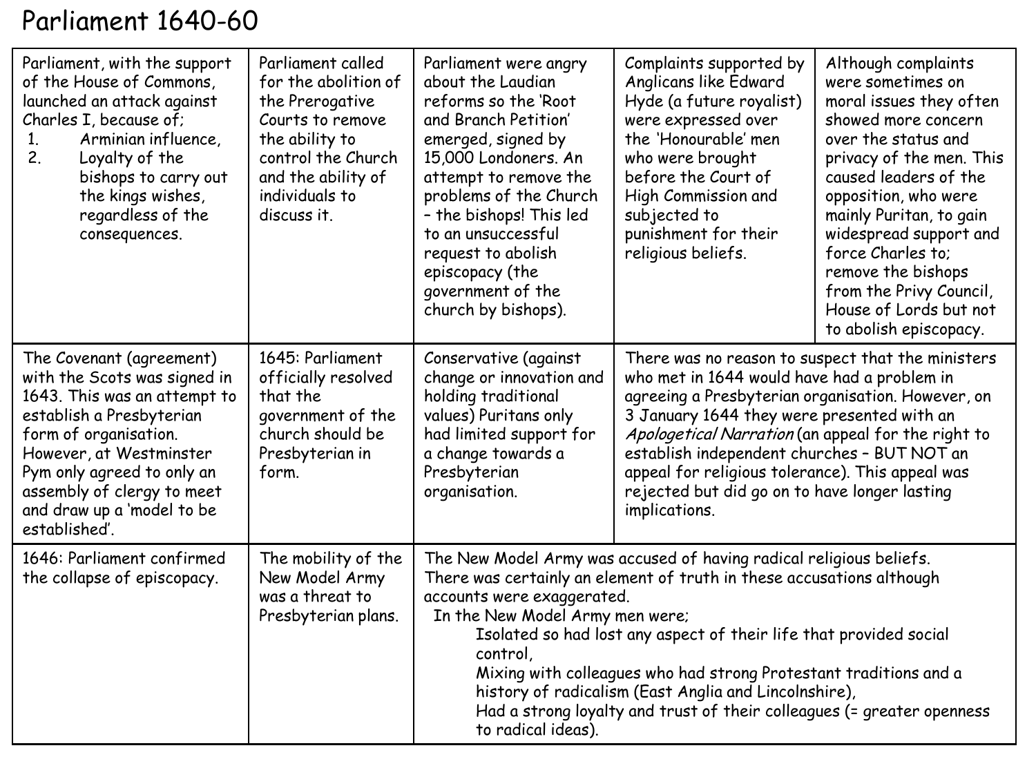# Parliament 1640-60

| | | | | |
|---|---|---|---|---|
| Parliament, with the support of the House of Commons, launched an attack against Charles I, because of; 1. Arminian influence, 2. Loyalty of the bishops to carry out the kings wishes, regardless of the consequences. | Parliament called for the abolition of the Prerogative Courts to remove the ability to control the Church and the ability of individuals to discuss it. | Parliament were angry about the Laudian reforms so the 'Root and Branch Petition' emerged, signed by 15,000 Londoners. An attempt to remove the problems of the Church – the bishops! This led to an unsuccessful request to abolish episcopacy (the government of the church by bishops). | Complaints supported by Anglicans like Edward Hyde (a future royalist) were expressed over the 'Honourable' men who were brought before the Court of High Commission and subjected to punishment for their religious beliefs. | Although complaints were sometimes on moral issues they often showed more concern over the status and privacy of the men. This caused leaders of the opposition, who were mainly Puritan, to gain widespread support and force Charles to; remove the bishops from the Privy Council, House of Lords but not to abolish episcopacy. |
| The Covenant (agreement) with the Scots was signed in 1643. This was an attempt to establish a Presbyterian form of organisation. However, at Westminster Pym only agreed to only an assembly of clergy to meet and draw up a 'model to be established'. | 1645: Parliament officially resolved that the government of the church should be Presbyterian in form. | Conservative (against change or innovation and holding traditional values) Puritans only had limited support for a change towards a Presbyterian organisation. | There was no reason to suspect that the ministers who met in 1644 would have had a problem in agreeing a Presbyterian organisation. However, on 3 January 1644 they were presented with an *Apologetical Narration* (an appeal for the right to establish independent churches – BUT NOT an appeal for religious tolerance). This appeal was rejected but did go on to have longer lasting implications. | |
| 1646: Parliament confirmed the collapse of episcopacy. | The mobility of the New Model Army was a threat to Presbyterian plans. | The New Model Army was accused of having radical religious beliefs. There was certainly an element of truth in these accusations although accounts were exaggerated. In the New Model Army men were; Isolated so had lost any aspect of their life that provided social control, Mixing with colleagues who had strong Protestant traditions and a history of radicalism (East Anglia and Lincolnshire), Had a strong loyalty and trust of their colleagues (= greater openness to radical ideas). | | |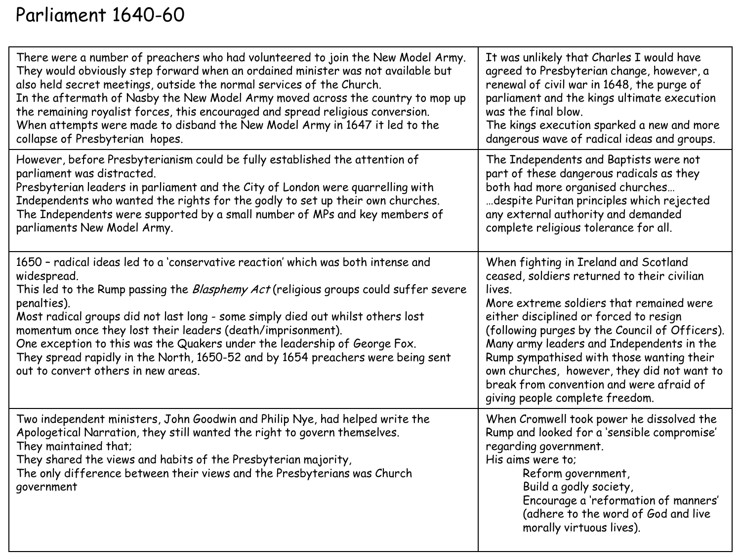# Parliament 1640-60

| | |
|---|---|
| There were a number of preachers who had volunteered to join the New Model Army. They would obviously step forward when an ordained minister was not available but also held secret meetings, outside the normal services of the Church.<br>In the aftermath of Nasby the New Model Army moved across the country to mop up the remaining royalist forces, this encouraged and spread religious conversion.<br>When attempts were made to disband the New Model Army in 1647 it led to the collapse of Presbyterian hopes. | It was unlikely that Charles I would have agreed to Presbyterian change, however, a renewal of civil war in 1648, the purge of parliament and the kings ultimate execution was the final blow.<br>The kings execution sparked a new and more dangerous wave of radical ideas and groups. |
| However, before Presbyterianism could be fully established the attention of parliament was distracted.<br>Presbyterian leaders in parliament and the City of London were quarrelling with Independents who wanted the rights for the godly to set up their own churches.<br>The Independents were supported by a small number of MPs and key members of parliaments New Model Army. | The Independents and Baptists were not part of these dangerous radicals as they both had more organised churches…<br>…despite Puritan principles which rejected any external authority and demanded complete religious tolerance for all. |
| 1650 – radical ideas led to a 'conservative reaction' which was both intense and widespread.<br>This led to the Rump passing the *Blasphemy Act* (religious groups could suffer severe penalties).<br>Most radical groups did not last long - some simply died out whilst others lost momentum once they lost their leaders (death/imprisonment).<br>One exception to this was the Quakers under the leadership of George Fox.<br>They spread rapidly in the North, 1650-52 and by 1654 preachers were being sent out to convert others in new areas. | When fighting in Ireland and Scotland ceased, soldiers returned to their civilian lives.<br>More extreme soldiers that remained were either disciplined or forced to resign (following purges by the Council of Officers).<br>Many army leaders and Independents in the Rump sympathised with those wanting their own churches, however, they did not want to break from convention and were afraid of giving people complete freedom. |
| Two independent ministers, John Goodwin and Philip Nye, had helped write the Apologetical Narration, they still wanted the right to govern themselves.<br>They maintained that;<br>They shared the views and habits of the Presbyterian majority,<br>The only difference between their views and the Presbyterians was Church government | When Cromwell took power he dissolved the Rump and looked for a 'sensible compromise' regarding government.<br>His aims were to;<br>Reform government,<br>Build a godly society,<br>Encourage a 'reformation of manners' (adhere to the word of God and live morally virtuous lives). |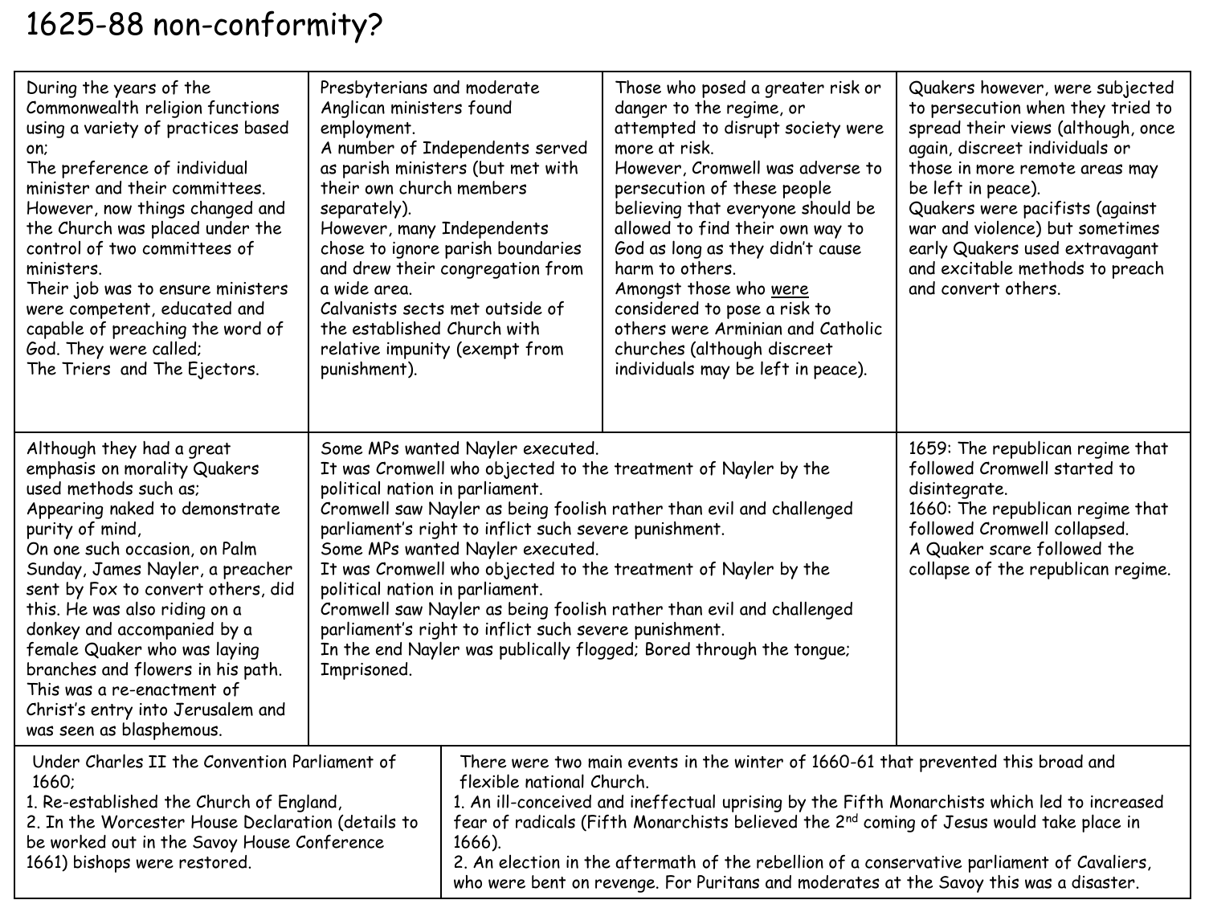# 1625-88 non-conformity?

During the years of the Commonwealth religion functions using a variety of practices based on;
The preference of individual minister and their committees.
However, now things changed and the Church was placed under the control of two committees of ministers.
Their job was to ensure ministers were competent, educated and capable of preaching the word of God. They were called;
The Triers and The Ejectors.

Presbyterians and moderate Anglican ministers found employment.
A number of Independents served as parish ministers (but met with their own church members separately).
However, many Independents chose to ignore parish boundaries and drew their congregation from a wide area.
Calvanists sects met outside of the established Church with relative impunity (exempt from punishment).

Those who posed a greater risk or danger to the regime, or attempted to disrupt society were more at risk.
However, Cromwell was adverse to persecution of these people believing that everyone should be allowed to find their own way to God as long as they didn't cause harm to others.
Amongst those who were considered to pose a risk to others were Arminian and Catholic churches (although discreet individuals may be left in peace).

Quakers however, were subjected to persecution when they tried to spread their views (although, once again, discreet individuals or those in more remote areas may be left in peace).
Quakers were pacifists (against war and violence) but sometimes early Quakers used extravagant and excitable methods to preach and convert others.

Although they had a great emphasis on morality Quakers used methods such as;
Appearing naked to demonstrate purity of mind,
On one such occasion, on Palm Sunday, James Nayler, a preacher sent by Fox to convert others, did this. He was also riding on a donkey and accompanied by a female Quaker who was laying branches and flowers in his path.
This was a re-enactment of Christ's entry into Jerusalem and was seen as blasphemous.

Some MPs wanted Nayler executed.
It was Cromwell who objected to the treatment of Nayler by the political nation in parliament.
Cromwell saw Nayler as being foolish rather than evil and challenged parliament's right to inflict such severe punishment.
Some MPs wanted Nayler executed.
It was Cromwell who objected to the treatment of Nayler by the political nation in parliament.
Cromwell saw Nayler as being foolish rather than evil and challenged parliament's right to inflict such severe punishment.
In the end Nayler was publically flogged; Bored through the tongue; Imprisoned.

1659: The republican regime that followed Cromwell started to disintegrate.
1660: The republican regime that followed Cromwell collapsed.
A Quaker scare followed the collapse of the republican regime.

Under Charles II the Convention Parliament of 1660;
1. Re-established the Church of England,
2. In the Worcester House Declaration (details to be worked out in the Savoy House Conference 1661) bishops were restored.

There were two main events in the winter of 1660-61 that prevented this broad and flexible national Church.
1. An ill-conceived and ineffectual uprising by the Fifth Monarchists which led to increased fear of radicals (Fifth Monarchists believed the 2nd coming of Jesus would take place in 1666).
2. An election in the aftermath of the rebellion of a conservative parliament of Cavaliers, who were bent on revenge. For Puritans and moderates at the Savoy this was a disaster.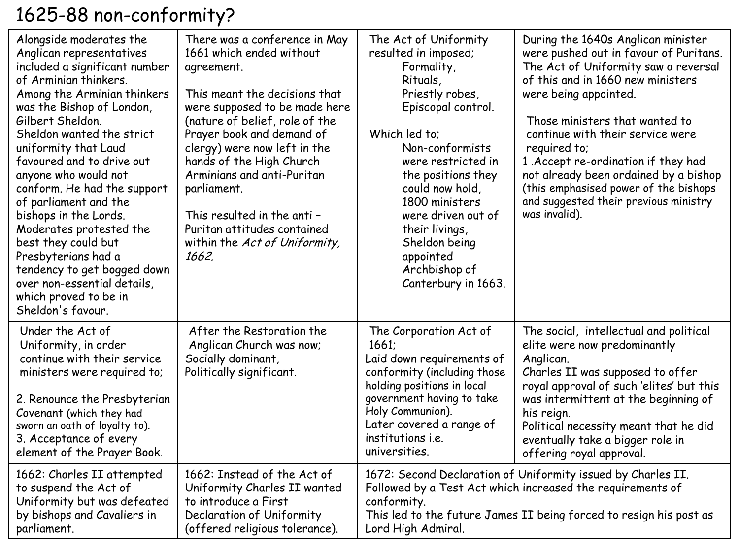# 1625-88 non-conformity?

| | | | |
|---|---|---|---|
| Alongside moderates the Anglican representatives included a significant number of Arminian thinkers. Among the Arminian thinkers was the Bishop of London, Gilbert Sheldon. Sheldon wanted the strict uniformity that Laud favoured and to drive out anyone who would not conform. He had the support of parliament and the bishops in the Lords. Moderates protested the best they could but Presbyterians had a tendency to get bogged down over non-essential details, which proved to be in Sheldon's favour. | There was a conference in May 1661 which ended without agreement.<br><br>This meant the decisions that were supposed to be made here (nature of belief, role of the Prayer book and demand of clergy) were now left in the hands of the High Church Arminians and anti-Puritan parliament.<br><br>This resulted in the anti – Puritan attitudes contained within the *Act of Uniformity, 1662.* | The Act of Uniformity resulted in imposed;<br>Formality,<br>Rituals,<br>Priestly robes,<br>Episcopal control.<br><br>Which led to;<br>Non-conformists were restricted in the positions they could now hold,<br>1800 ministers were driven out of their livings,<br>Sheldon being appointed Archbishop of Canterbury in 1663. | During the 1640s Anglican minister were pushed out in favour of Puritans. The Act of Uniformity saw a reversal of this and in 1660 new ministers were being appointed.<br><br>Those ministers that wanted to continue with their service were required to;<br>1 .Accept re-ordination if they had not already been ordained by a bishop (this emphasised power of the bishops and suggested their previous ministry was invalid). |
| Under the Act of Uniformity, in order continue with their service ministers were required to;<br><br>2. Renounce the Presbyterian Covenant (which they had sworn an oath of loyalty to).<br>3. Acceptance of every element of the Prayer Book. | After the Restoration the Anglican Church was now;<br>Socially dominant,<br>Politically significant. | The Corporation Act of 1661;<br>Laid down requirements of conformity (including those holding positions in local government having to take Holy Communion).<br>Later covered a range of institutions i.e. universities. | The social, intellectual and political elite were now predominantly Anglican.<br>Charles II was supposed to offer royal approval of such 'elites' but this was intermittent at the beginning of his reign.<br>Political necessity meant that he did eventually take a bigger role in offering royal approval. |
| 1662: Charles II attempted to suspend the Act of Uniformity but was defeated by bishops and Cavaliers in parliament. | 1662: Instead of the Act of Uniformity Charles II wanted to introduce a First Declaration of Uniformity (offered religious tolerance). | 1672: Second Declaration of Uniformity issued by Charles II. Followed by a Test Act which increased the requirements of conformity. This led to the future James II being forced to resign his post as Lord High Admiral. | |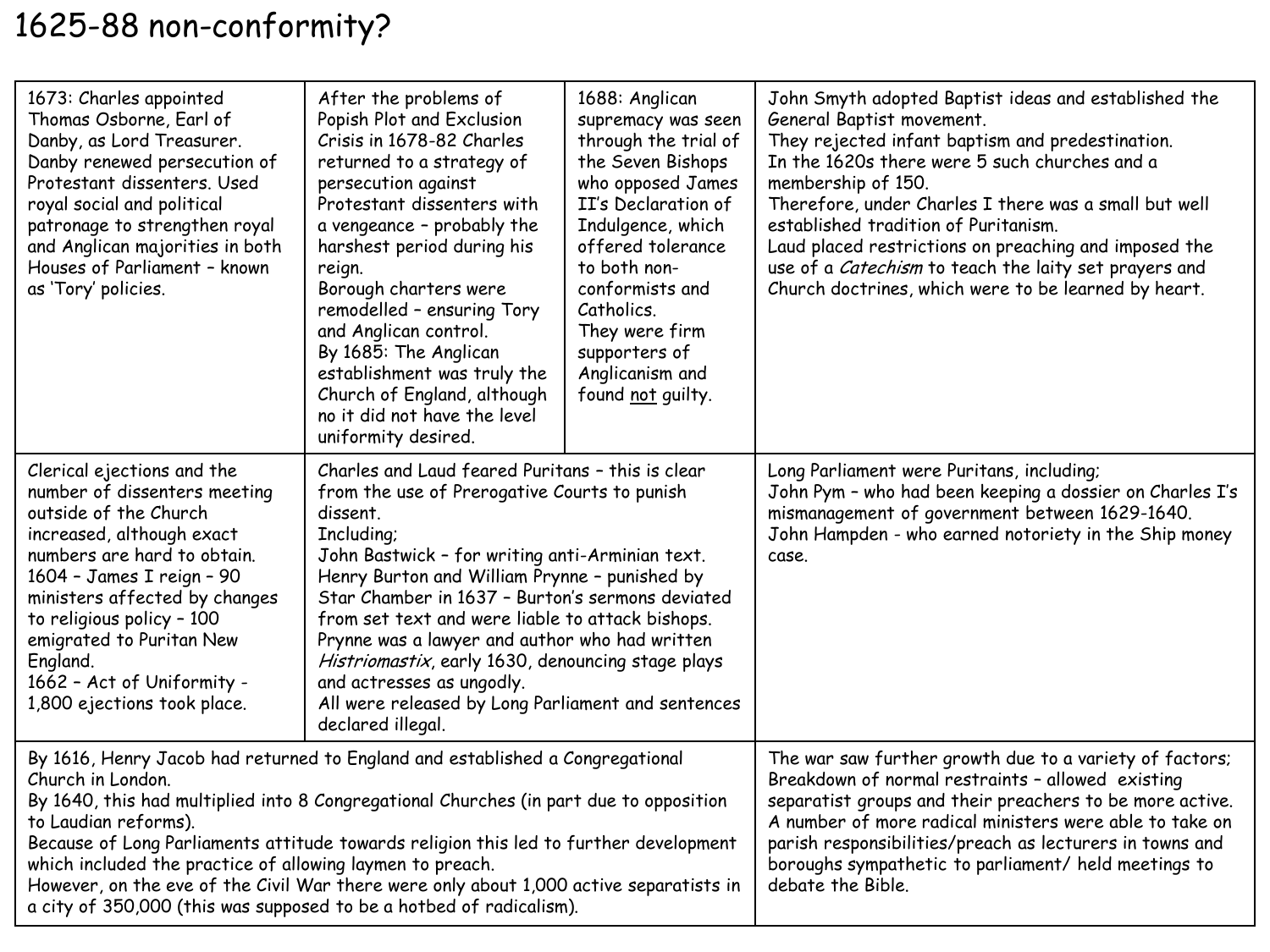# 1625-88 non-conformity?

1673: Charles appointed Thomas Osborne, Earl of Danby, as Lord Treasurer. Danby renewed persecution of Protestant dissenters. Used royal social and political patronage to strengthen royal and Anglican majorities in both Houses of Parliament – known as 'Tory' policies.

After the problems of Popish Plot and Exclusion Crisis in 1678-82 Charles returned to a strategy of persecution against Protestant dissenters with a vengeance – probably the harshest period during his reign.
Borough charters were remodelled – ensuring Tory and Anglican control.
By 1685: The Anglican establishment was truly the Church of England, although no it did not have the level uniformity desired.

1688: Anglican supremacy was seen through the trial of the Seven Bishops who opposed James II's Declaration of Indulgence, which offered tolerance to both non-conformists and Catholics.
They were firm supporters of Anglicanism and found <u>not</u> guilty.

John Smyth adopted Baptist ideas and established the General Baptist movement.
They rejected infant baptism and predestination.
In the 1620s there were 5 such churches and a membership of 150.
Therefore, under Charles I there was a small but well established tradition of Puritanism.
Laud placed restrictions on preaching and imposed the use of a *Catechism* to teach the laity set prayers and Church doctrines, which were to be learned by heart.

Clerical ejections and the number of dissenters meeting outside of the Church increased, although exact numbers are hard to obtain.
1604 – James I reign – 90 ministers affected by changes to religious policy – 100 emigrated to Puritan New England.
1662 – Act of Uniformity - 1,800 ejections took place.

Charles and Laud feared Puritans – this is clear from the use of Prerogative Courts to punish dissent.
Including;
John Bastwick – for writing anti-Arminian text.
Henry Burton and William Prynne – punished by Star Chamber in 1637 – Burton's sermons deviated from set text and were liable to attack bishops.
Prynne was a lawyer and author who had written *Histriomastix*, early 1630, denouncing stage plays and actresses as ungodly.
All were released by Long Parliament and sentences declared illegal.

Long Parliament were Puritans, including;
John Pym – who had been keeping a dossier on Charles I's mismanagement of government between 1629-1640.
John Hampden - who earned notoriety in the Ship money case.

By 1616, Henry Jacob had returned to England and established a Congregational Church in London.
By 1640, this had multiplied into 8 Congregational Churches (in part due to opposition to Laudian reforms).
Because of Long Parliaments attitude towards religion this led to further development which included the practice of allowing laymen to preach.
However, on the eve of the Civil War there were only about 1,000 active separatists in a city of 350,000 (this was supposed to be a hotbed of radicalism).

The war saw further growth due to a variety of factors;
Breakdown of normal restraints – allowed existing separatist groups and their preachers to be more active.
A number of more radical ministers were able to take on parish responsibilities/preach as lecturers in towns and boroughs sympathetic to parliament/ held meetings to debate the Bible.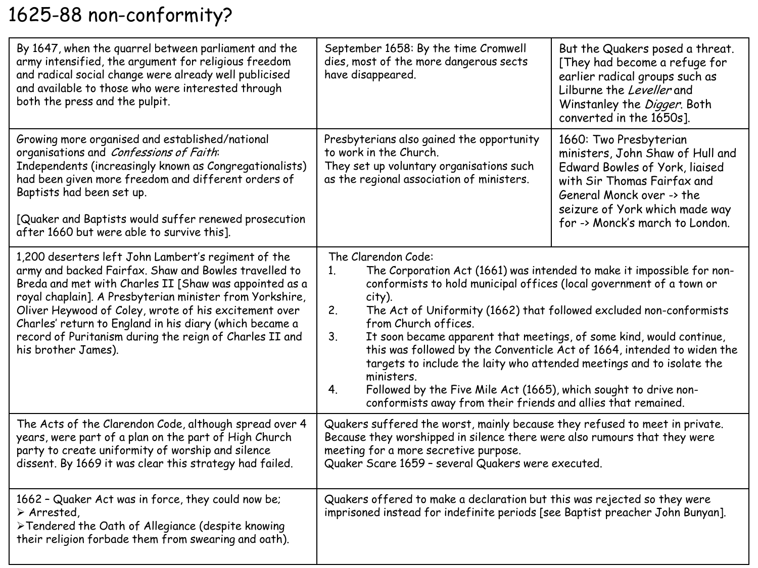# 1625-88 non-conformity?

| | | |
|---|---|---|
| By 1647, when the quarrel between parliament and the army intensified, the argument for religious freedom and radical social change were already well publicised and available to those who were interested through both the press and the pulpit. | September 1658: By the time Cromwell dies, most of the more dangerous sects have disappeared. | But the Quakers posed a threat. [They had become a refuge for earlier radical groups such as Lilburne the *Leveller* and Winstanley the *Digger*. Both converted in the 1650s]. |
| Growing more organised and established/national organisations and *Confessions of Faith*:<br>Independents (increasingly known as Congregationalists) had been given more freedom and different orders of Baptists had been set up.<br><br>[Quaker and Baptists would suffer renewed prosecution after 1660 but were able to survive this]. | Presbyterians also gained the opportunity to work in the Church.<br>They set up voluntary organisations such as the regional association of ministers. | 1660: Two Presbyterian ministers, John Shaw of Hull and Edward Bowles of York, liaised with Sir Thomas Fairfax and General Monck over -> the seizure of York which made way for -> Monck's march to London. |
| 1,200 deserters left John Lambert's regiment of the army and backed Fairfax. Shaw and Bowles travelled to Breda and met with Charles II [Shaw was appointed as a royal chaplain]. A Presbyterian minister from Yorkshire, Oliver Heywood of Coley, wrote of his excitement over Charles' return to England in his diary (which became a record of Puritanism during the reign of Charles II and his brother James). | The Clarendon Code:<br>1. The Corporation Act (1661) was intended to make it impossible for non-conformists to hold municipal offices (local government of a town or city).<br>2. The Act of Uniformity (1662) that followed excluded non-conformists from Church offices.<br>3. It soon became apparent that meetings, of some kind, would continue, this was followed by the Conventicle Act of 1664, intended to widen the targets to include the laity who attended meetings and to isolate the ministers.<br>4. Followed by the Five Mile Act (1665), which sought to drive non-conformists away from their friends and allies that remained. | |
| The Acts of the Clarendon Code, although spread over 4 years, were part of a plan on the part of High Church party to create uniformity of worship and silence dissent. By 1669 it was clear this strategy had failed. | Quakers suffered the worst, mainly because they refused to meet in private. Because they worshipped in silence there were also rumours that they were meeting for a more secretive purpose.<br>Quaker Scare 1659 – several Quakers were executed. | |
| 1662 – Quaker Act was in force, they could now be;<br>➢ Arrested,<br>➢ Tendered the Oath of Allegiance (despite knowing their religion forbade them from swearing and oath). | Quakers offered to make a declaration but this was rejected so they were imprisoned instead for indefinite periods [see Baptist preacher John Bunyan]. | |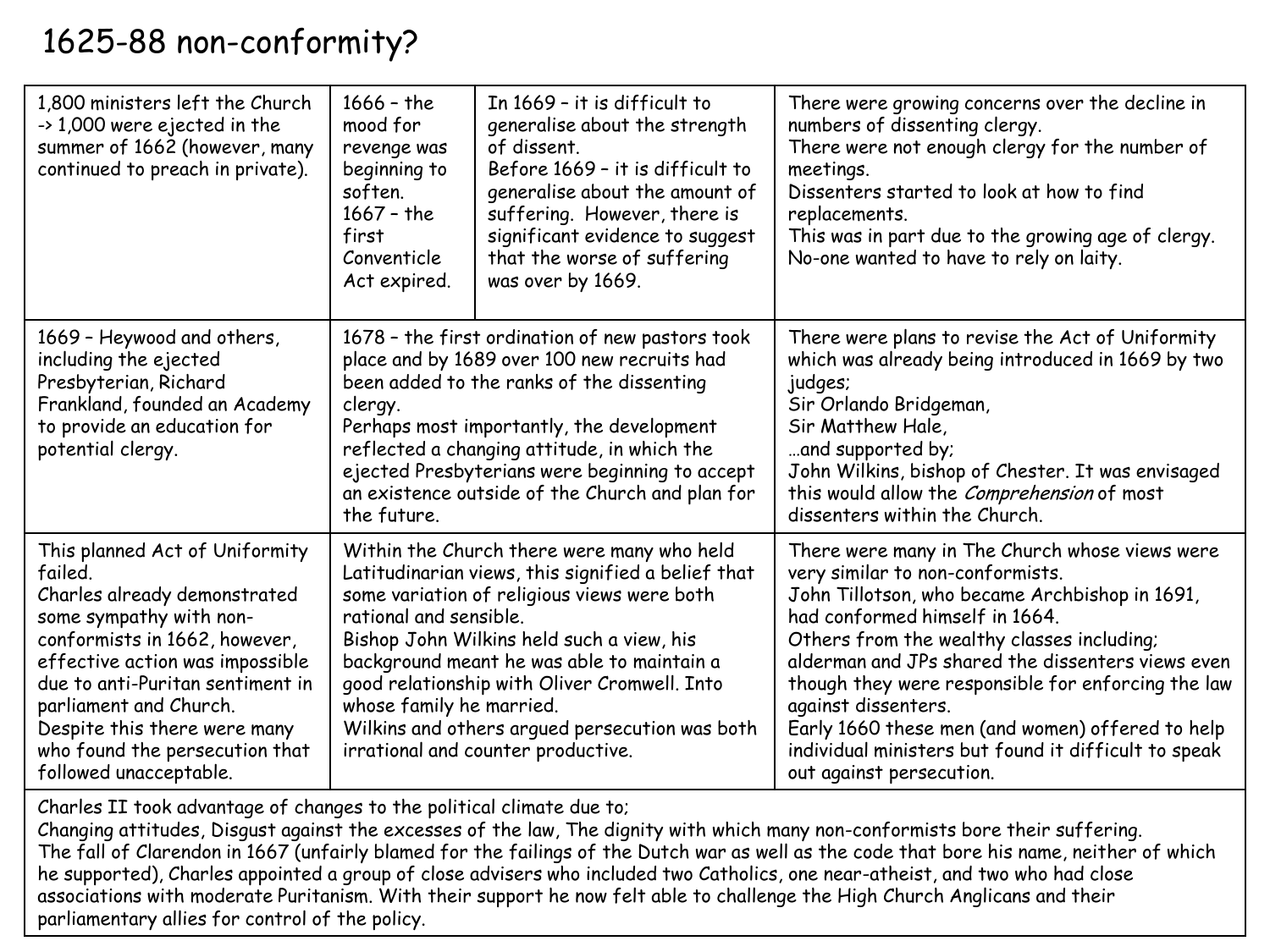# 1625-88 non-conformity?

| | | | |
|---|---|---|---|
| 1,800 ministers left the Church -> 1,000 were ejected in the summer of 1662 (however, many continued to preach in private). | 1666 – the mood for revenge was beginning to soften.<br>1667 – the first Conventicle Act expired. | In 1669 – it is difficult to generalise about the strength of dissent.<br>Before 1669 – it is difficult to generalise about the amount of suffering. However, there is significant evidence to suggest that the worse of suffering was over by 1669. | There were growing concerns over the decline in numbers of dissenting clergy.<br>There were not enough clergy for the number of meetings.<br>Dissenters started to look at how to find replacements.<br>This was in part due to the growing age of clergy.<br>No-one wanted to have to rely on laity. |
| 1669 – Heywood and others, including the ejected Presbyterian, Richard Frankland, founded an Academy to provide an education for potential clergy. | 1678 – the first ordination of new pastors took place and by 1689 over 100 new recruits had been added to the ranks of the dissenting clergy.<br>Perhaps most importantly, the development reflected a changing attitude, in which the ejected Presbyterians were beginning to accept an existence outside of the Church and plan for the future. | | There were plans to revise the Act of Uniformity which was already being introduced in 1669 by two judges;<br>Sir Orlando Bridgeman,<br>Sir Matthew Hale,<br>…and supported by;<br>John Wilkins, bishop of Chester. It was envisaged this would allow the *Comprehension* of most dissenters within the Church. |
| This planned Act of Uniformity failed.<br>Charles already demonstrated some sympathy with non-conformists in 1662, however, effective action was impossible due to anti-Puritan sentiment in parliament and Church.<br>Despite this there were many who found the persecution that followed unacceptable. | Within the Church there were many who held Latitudinarian views, this signified a belief that some variation of religious views were both rational and sensible.<br>Bishop John Wilkins held such a view, his background meant he was able to maintain a good relationship with Oliver Cromwell. Into whose family he married.<br>Wilkins and others argued persecution was both irrational and counter productive. | | There were many in The Church whose views were very similar to non-conformists.<br>John Tillotson, who became Archbishop in 1691, had conformed himself in 1664.<br>Others from the wealthy classes including; alderman and JPs shared the dissenters views even though they were responsible for enforcing the law against dissenters.<br>Early 1660 these men (and women) offered to help individual ministers but found it difficult to speak out against persecution. |
| Charles II took advantage of changes to the political climate due to;<br>Changing attitudes, Disgust against the excesses of the law, The dignity with which many non-conformists bore their suffering.<br>The fall of Clarendon in 1667 (unfairly blamed for the failings of the Dutch war as well as the code that bore his name, neither of which he supported), Charles appointed a group of close advisers who included two Catholics, one near-atheist, and two who had close associations with moderate Puritanism. With their support he now felt able to challenge the High Church Anglicans and their parliamentary allies for control of the policy. | | | |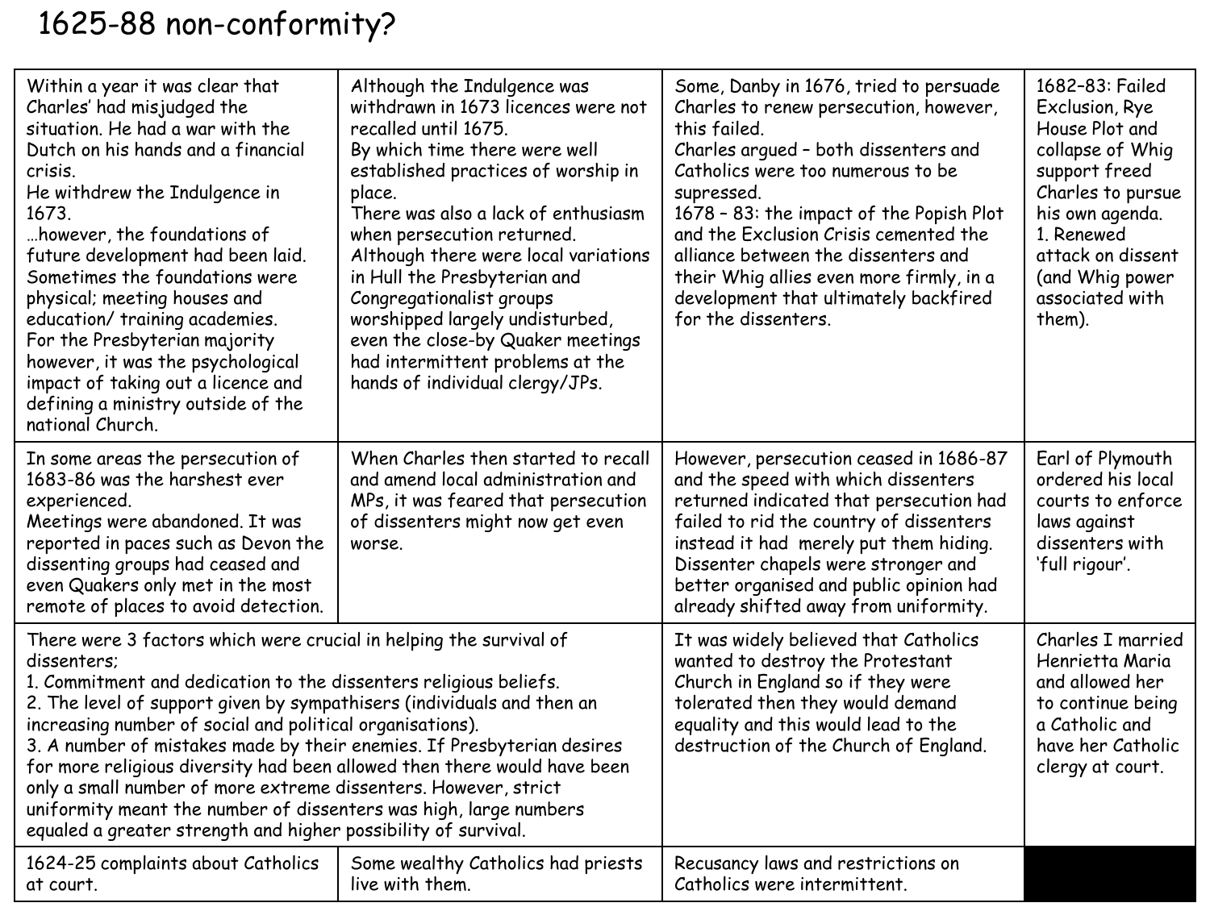# 1625-88 non-conformity?

| | | | |
|---|---|---|---|
| Within a year it was clear that Charles' had misjudged the situation. He had a war with the Dutch on his hands and a financial crisis.<br>He withdrew the Indulgence in 1673.<br>…however, the foundations of future development had been laid. Sometimes the foundations were physical; meeting houses and education/ training academies.<br>For the Presbyterian majority however, it was the psychological impact of taking out a licence and defining a ministry outside of the national Church. | Although the Indulgence was withdrawn in 1673 licences were not recalled until 1675.<br>By which time there were well established practices of worship in place.<br>There was also a lack of enthusiasm when persecution returned.<br>Although there were local variations in Hull the Presbyterian and Congregationalist groups worshipped largely undisturbed, even the close-by Quaker meetings had intermittent problems at the hands of individual clergy/JPs. | Some, Danby in 1676, tried to persuade Charles to renew persecution, however, this failed.<br>Charles argued – both dissenters and Catholics were too numerous to be supressed.<br>1678 – 83: the impact of the Popish Plot and the Exclusion Crisis cemented the alliance between the dissenters and their Whig allies even more firmly, in a development that ultimately backfired for the dissenters. | 1682–83: Failed Exclusion, Rye House Plot and collapse of Whig support freed Charles to pursue his own agenda.<br>1. Renewed attack on dissent (and Whig power associated with them). |
| In some areas the persecution of 1683-86 was the harshest ever experienced.<br>Meetings were abandoned. It was reported in paces such as Devon the dissenting groups had ceased and even Quakers only met in the most remote of places to avoid detection. | When Charles then started to recall and amend local administration and MPs, it was feared that persecution of dissenters might now get even worse. | However, persecution ceased in 1686-87 and the speed with which dissenters returned indicated that persecution had failed to rid the country of dissenters instead it had merely put them hiding. Dissenter chapels were stronger and better organised and public opinion had already shifted away from uniformity. | Earl of Plymouth ordered his local courts to enforce laws against dissenters with 'full rigour'. |
| There were 3 factors which were crucial in helping the survival of dissenters;<br>1. Commitment and dedication to the dissenters religious beliefs.<br>2. The level of support given by sympathisers (individuals and then an increasing number of social and political organisations).<br>3. A number of mistakes made by their enemies. If Presbyterian desires for more religious diversity had been allowed then there would have been only a small number of more extreme dissenters. However, strict uniformity meant the number of dissenters was high, large numbers equaled a greater strength and higher possibility of survival. | | It was widely believed that Catholics wanted to destroy the Protestant Church in England so if they were tolerated then they would demand equality and this would lead to the destruction of the Church of England. | Charles I married Henrietta Maria and allowed her to continue being a Catholic and have her Catholic clergy at court. |
| 1624-25 complaints about Catholics at court. | Some wealthy Catholics had priests live with them. | Recusancy laws and restrictions on Catholics were intermittent. | |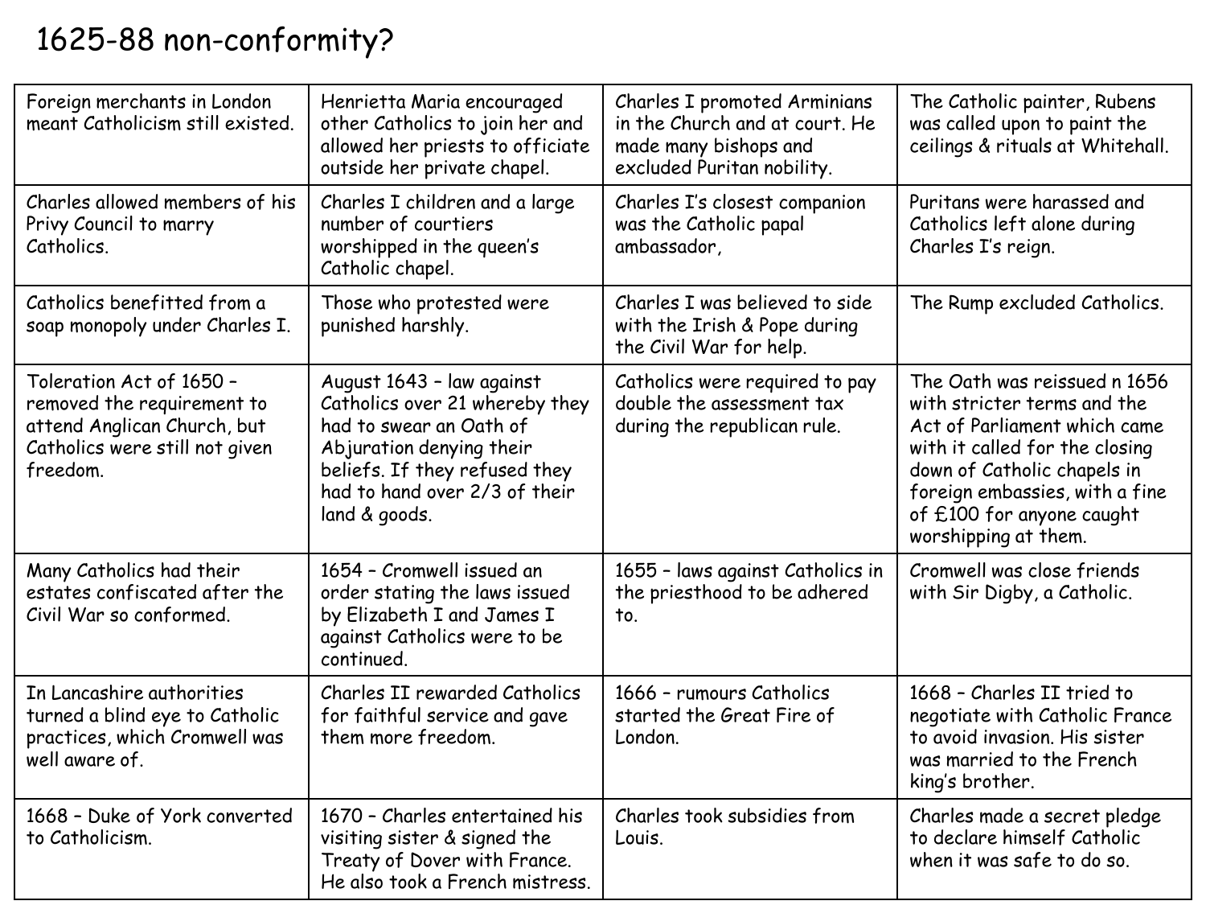# 1625-88 non-conformity?

| | | | |
|---|---|---|---|
| Foreign merchants in London meant Catholicism still existed. | Henrietta Maria encouraged other Catholics to join her and allowed her priests to officiate outside her private chapel. | Charles I promoted Arminians in the Church and at court. He made many bishops and excluded Puritan nobility. | The Catholic painter, Rubens was called upon to paint the ceilings & rituals at Whitehall. |
| Charles allowed members of his Privy Council to marry Catholics. | Charles I children and a large number of courtiers worshipped in the queen's Catholic chapel. | Charles I's closest companion was the Catholic papal ambassador, | Puritans were harassed and Catholics left alone during Charles I's reign. |
| Catholics benefitted from a soap monopoly under Charles I. | Those who protested were punished harshly. | Charles I was believed to side with the Irish & Pope during the Civil War for help. | The Rump excluded Catholics. |
| Toleration Act of 1650 – removed the requirement to attend Anglican Church, but Catholics were still not given freedom. | August 1643 – law against Catholics over 21 whereby they had to swear an Oath of Abjuration denying their beliefs. If they refused they had to hand over 2/3 of their land & goods. | Catholics were required to pay double the assessment tax during the republican rule. | The Oath was reissued n 1656 with stricter terms and the Act of Parliament which came with it called for the closing down of Catholic chapels in foreign embassies, with a fine of £100 for anyone caught worshipping at them. |
| Many Catholics had their estates confiscated after the Civil War so conformed. | 1654 – Cromwell issued an order stating the laws issued by Elizabeth I and James I against Catholics were to be continued. | 1655 – laws against Catholics in the priesthood to be adhered to. | Cromwell was close friends with Sir Digby, a Catholic. |
| In Lancashire authorities turned a blind eye to Catholic practices, which Cromwell was well aware of. | Charles II rewarded Catholics for faithful service and gave them more freedom. | 1666 – rumours Catholics started the Great Fire of London. | 1668 – Charles II tried to negotiate with Catholic France to avoid invasion. His sister was married to the French king's brother. |
| 1668 – Duke of York converted to Catholicism. | 1670 – Charles entertained his visiting sister & signed the Treaty of Dover with France. He also took a French mistress. | Charles took subsidies from Louis. | Charles made a secret pledge to declare himself Catholic when it was safe to do so. |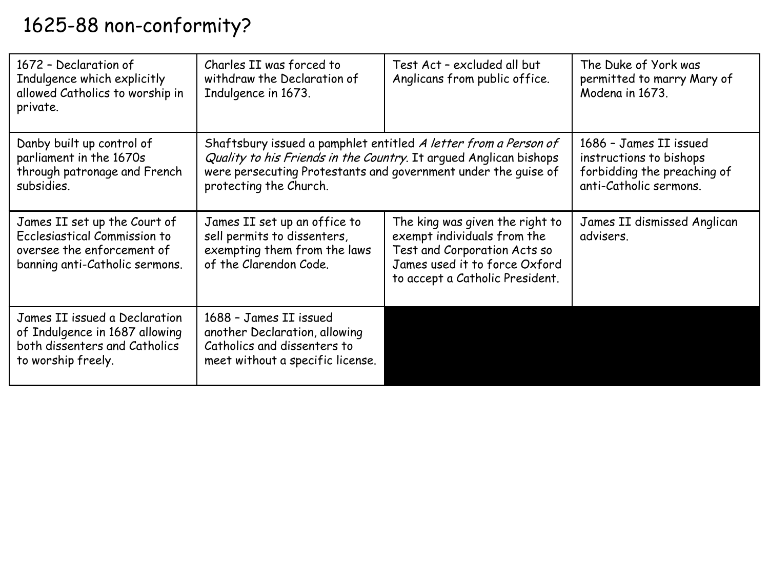# 1625-88 non-conformity?

| | | | |
|---|---|---|---|
| 1672 – Declaration of Indulgence which explicitly allowed Catholics to worship in private. | Charles II was forced to withdraw the Declaration of Indulgence in 1673. | Test Act – excluded all but Anglicans from public office. | The Duke of York was permitted to marry Mary of Modena in 1673. |
| Danby built up control of parliament in the 1670s through patronage and French subsidies. | Shaftsbury issued a pamphlet entitled *A letter from a Person of Quality to his Friends in the Country*. It argued Anglican bishops were persecuting Protestants and government under the guise of protecting the Church. | | 1686 – James II issued instructions to bishops forbidding the preaching of anti-Catholic sermons. |
| James II set up the Court of Ecclesiastical Commission to oversee the enforcement of banning anti-Catholic sermons. | James II set up an office to sell permits to dissenters, exempting them from the laws of the Clarendon Code. | The king was given the right to exempt individuals from the Test and Corporation Acts so James used it to force Oxford to accept a Catholic President. | James II dismissed Anglican advisers. |
| James II issued a Declaration of Indulgence in 1687 allowing both dissenters and Catholics to worship freely. | 1688 – James II issued another Declaration, allowing Catholics and dissenters to meet without a specific license. | | |